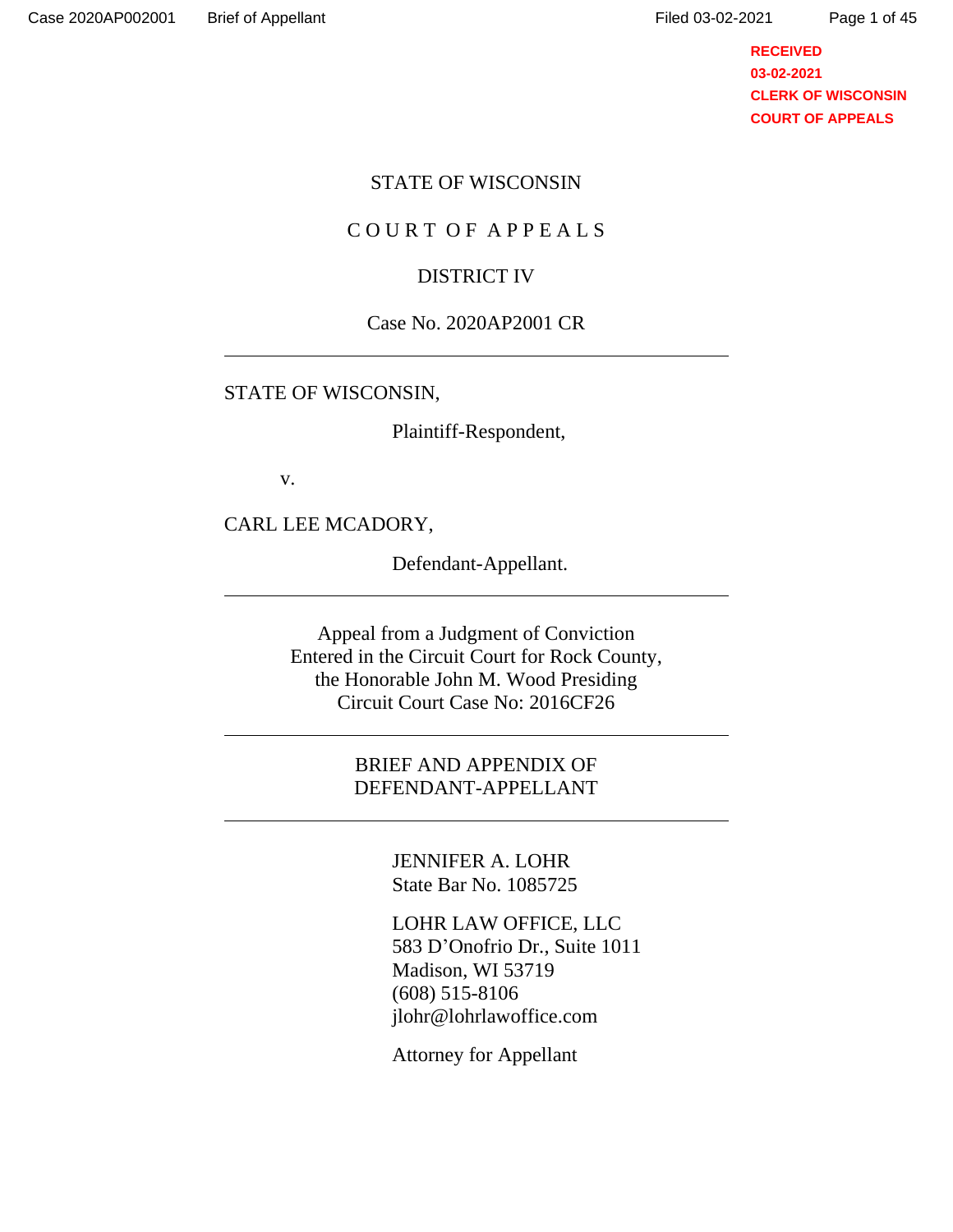RECEIVED
03-02-2021
CLERK OF WISCONSIN
COURT OF APPEALS

STATE OF WISCONSIN

C O U R T O F A P P E A L S

DISTRICT IV

Case No. 2020AP2001 CR

---

STATE OF WISCONSIN,

Plaintiff-Respondent,

v.

CARL LEE MCADORY,

Defendant-Appellant.

---

Appeal from a Judgment of Conviction
Entered in the Circuit Court for Rock County,
the Honorable John M. Wood Presiding
Circuit Court Case No: 2016CF26

---

BRIEF AND APPENDIX OF
DEFENDANT-APPELLANT

---

JENNIFER A. LOHR
State Bar No. 1085725

LOHR LAW OFFICE, LLC
583 D'Onofrio Dr., Suite 1011
Madison, WI 53719
(608) 515-8106
jlohr@lohrlawoffice.com

Attorney for Appellant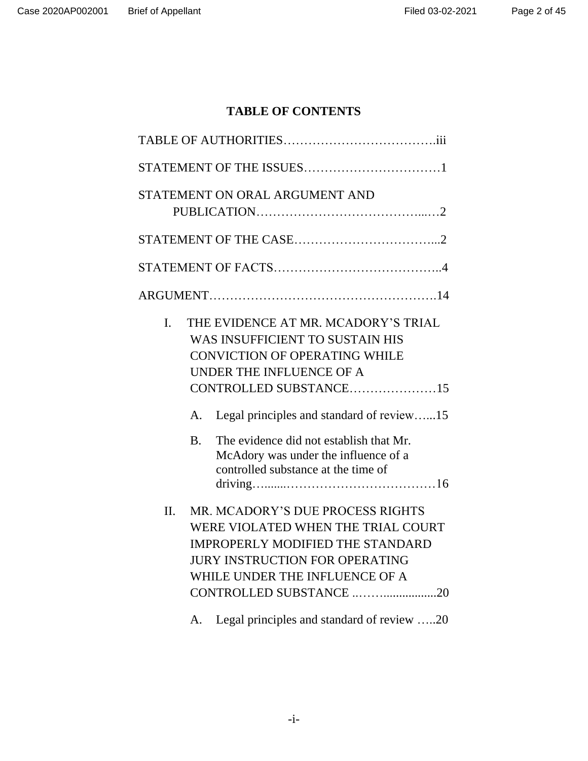# TABLE OF CONTENTS

TABLE OF AUTHORITIES……………………………….iii

STATEMENT OF THE ISSUES……………………………1

STATEMENT ON ORAL ARGUMENT AND PUBLICATION…………………………………...…2

STATEMENT OF THE CASE……………………………...2

STATEMENT OF FACTS…………………………………..4

ARGUMENT……………………………………………….14

I. THE EVIDENCE AT MR. MCADORY'S TRIAL WAS INSUFFICIENT TO SUSTAIN HIS CONVICTION OF OPERATING WHILE UNDER THE INFLUENCE OF A CONTROLLED SUBSTANCE…………………15

   A. Legal principles and standard of review…...15

   B. The evidence did not establish that Mr. McAdory was under the influence of a controlled substance at the time of driving…......………………………………16

II. MR. MCADORY'S DUE PROCESS RIGHTS WERE VIOLATED WHEN THE TRIAL COURT IMPROPERLY MODIFIED THE STANDARD JURY INSTRUCTION FOR OPERATING WHILE UNDER THE INFLUENCE OF A CONTROLLED SUBSTANCE ..……................20

   A. Legal principles and standard of review …..20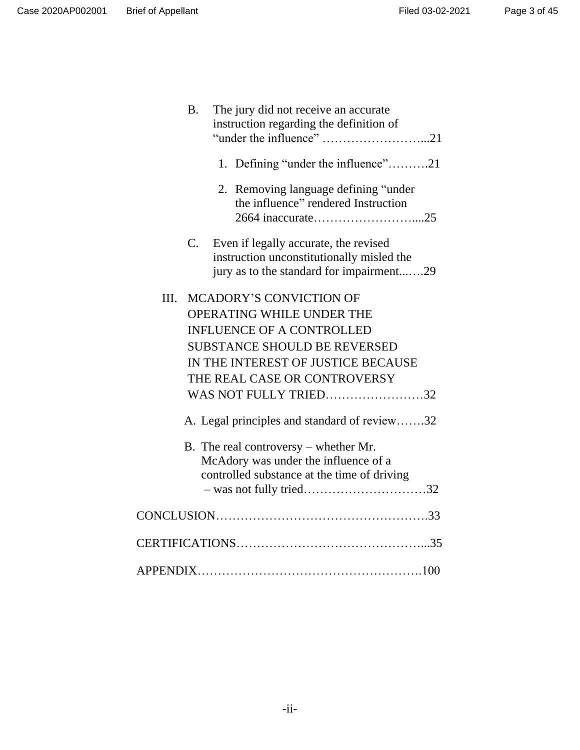B. The jury did not receive an accurate instruction regarding the definition of "under the influence" ……………………...21

1. Defining "under the influence"……….21

2. Removing language defining "under the influence" rendered Instruction 2664 inaccurate…………………….....25

C. Even if legally accurate, the revised instruction unconstitutionally misled the jury as to the standard for impairment...….29

III. MCADORY'S CONVICTION OF OPERATING WHILE UNDER THE INFLUENCE OF A CONTROLLED SUBSTANCE SHOULD BE REVERSED IN THE INTEREST OF JUSTICE BECAUSE THE REAL CASE OR CONTROVERSY WAS NOT FULLY TRIED……………………32

A. Legal principles and standard of review…….32

B. The real controversy – whether Mr. McAdory was under the influence of a controlled substance at the time of driving – was not fully tried…………………………32

CONCLUSION…………………………………………….33

CERTIFICATIONS………………………………………...35

APPENDIX……………………………………………….100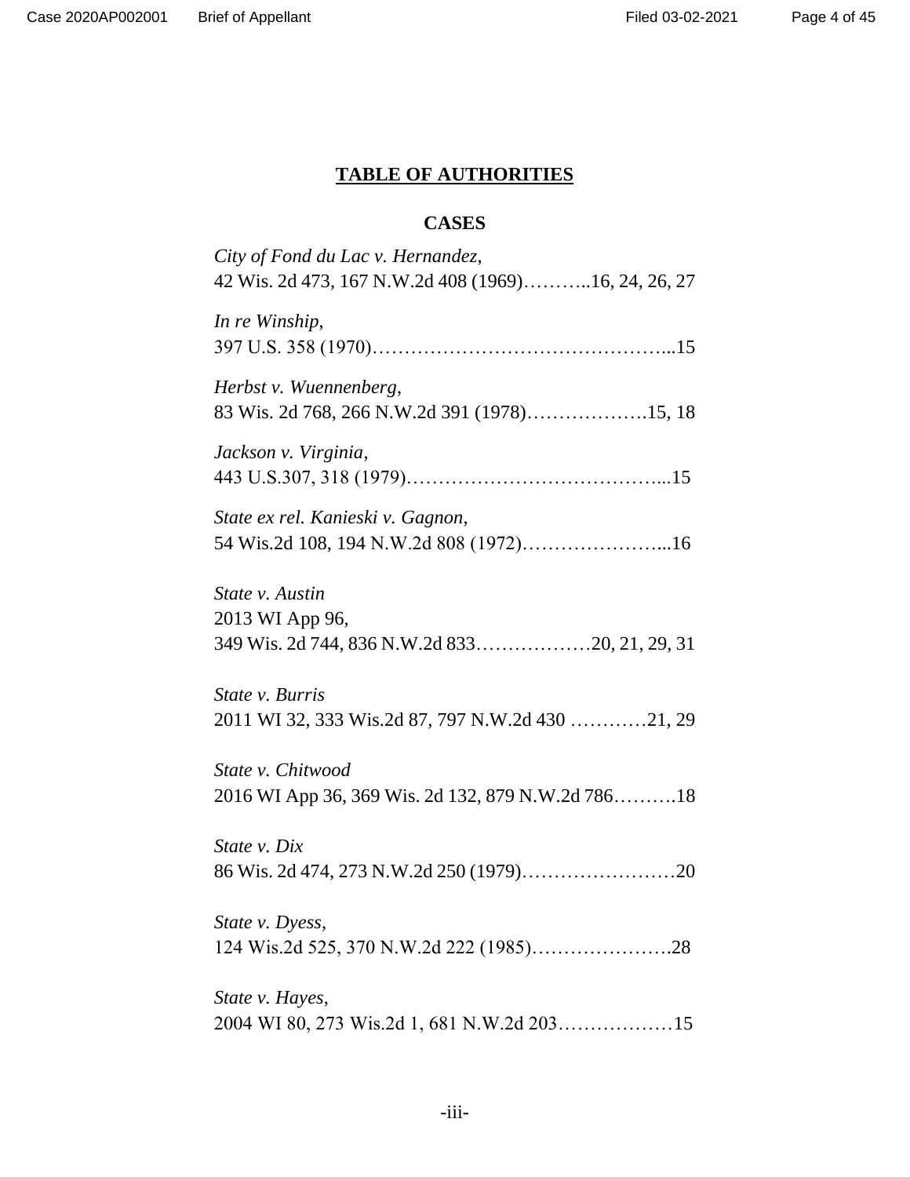# TABLE OF AUTHORITIES

## CASES

*City of Fond du Lac v. Hernandez*,
42 Wis. 2d 473, 167 N.W.2d 408 (1969)………..16, 24, 26, 27

*In re Winship*,
397 U.S. 358 (1970)………………………………………...15

*Herbst v. Wuennenberg*,
83 Wis. 2d 768, 266 N.W.2d 391 (1978)……………….15, 18

*Jackson v. Virginia*,
443 U.S.307, 318 (1979)…………………………………...15

*State ex rel. Kanieski v. Gagnon*,
54 Wis.2d 108, 194 N.W.2d 808 (1972)…………………...16

*State v. Austin*
2013 WI App 96,
349 Wis. 2d 744, 836 N.W.2d 833………………20, 21, 29, 31

*State v. Burris*
2011 WI 32, 333 Wis.2d 87, 797 N.W.2d 430 …………21, 29

*State v. Chitwood*
2016 WI App 36, 369 Wis. 2d 132, 879 N.W.2d 786……….18

*State v. Dix*
86 Wis. 2d 474, 273 N.W.2d 250 (1979)……………………20

*State v. Dyess*,
124 Wis.2d 525, 370 N.W.2d 222 (1985)………………….28

*State v. Hayes*,
2004 WI 80, 273 Wis.2d 1, 681 N.W.2d 203………………15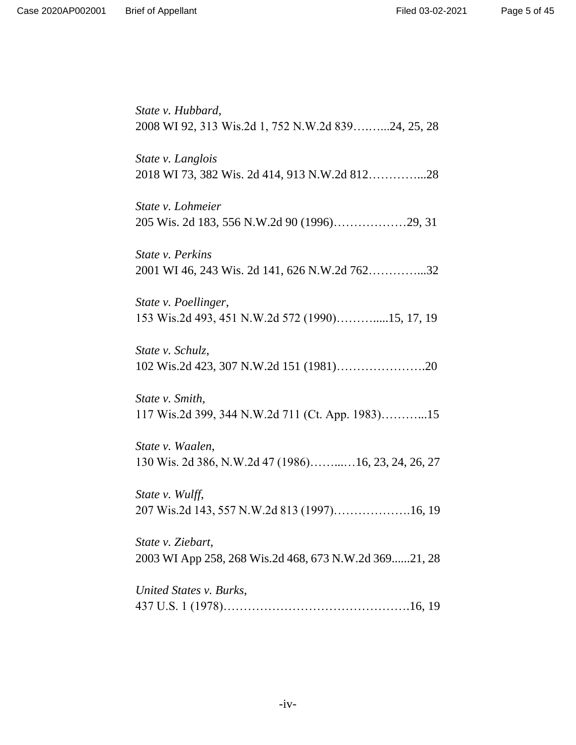*State v. Hubbard*,
2008 WI 92, 313 Wis.2d 1, 752 N.W.2d 839……....24, 25, 28

*State v. Langlois*
2018 WI 73, 382 Wis. 2d 414, 913 N.W.2d 812…………...28

*State v. Lohmeier*
205 Wis. 2d 183, 556 N.W.2d 90 (1996)………………29, 31

*State v. Perkins*
2001 WI 46, 243 Wis. 2d 141, 626 N.W.2d 762…………...32

*State v. Poellinger*,
153 Wis.2d 493, 451 N.W.2d 572 (1990)……….....15, 17, 19

*State v. Schulz*,
102 Wis.2d 423, 307 N.W.2d 151 (1981)………………….20

*State v. Smith*,
117 Wis.2d 399, 344 N.W.2d 711 (Ct. App. 1983)………...15

*State v. Waalen*,
130 Wis. 2d 386, N.W.2d 47 (1986)……...…16, 23, 24, 26, 27

*State v. Wulff*,
207 Wis.2d 143, 557 N.W.2d 813 (1997)……………….16, 19

*State v. Ziebart*,
2003 WI App 258, 268 Wis.2d 468, 673 N.W.2d 369......21, 28

*United States v. Burks*,
437 U.S. 1 (1978)……………………………………….16, 19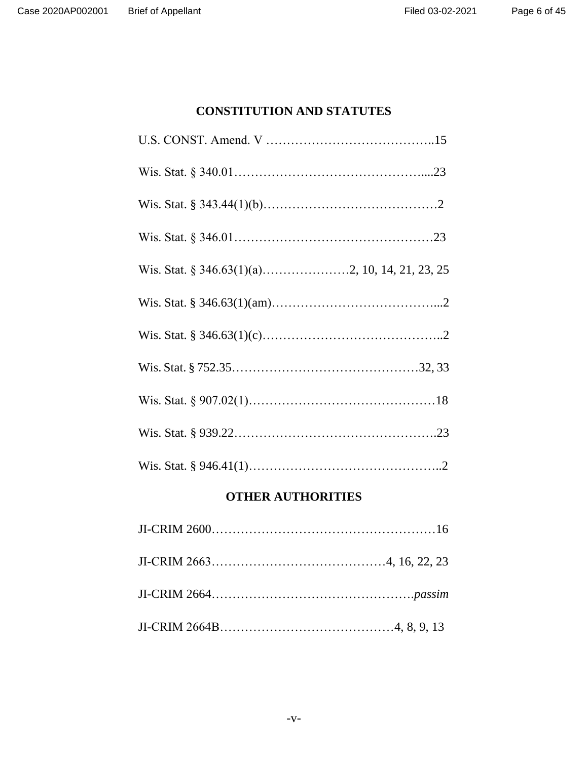## CONSTITUTION AND STATUTES

U.S. CONST. Amend. V …………………………………..15

Wis. Stat. § 340.01………………………………………....23

Wis. Stat. § 343.44(1)(b)……………………………………2

Wis. Stat. § 346.01…………………………………………23

Wis. Stat. § 346.63(1)(a)…………………2, 10, 14, 21, 23, 25

Wis. Stat. § 346.63(1)(am)…………………………………...2

Wis. Stat. § 346.63(1)(c)……………………………………..2

Wis. Stat. § 752.35………………………………………32, 33

Wis. Stat. § 907.02(1)………………………………………18

Wis. Stat. § 939.22………………………………………….23

Wis. Stat. § 946.41(1)………………………………………..2

## OTHER AUTHORITIES

JI-CRIM 2600………………………………………………16

JI-CRIM 2663……………………………………4, 16, 22, 23

JI-CRIM 2664………………………………………….*passim*

JI-CRIM 2664B……………………………………4, 8, 9, 13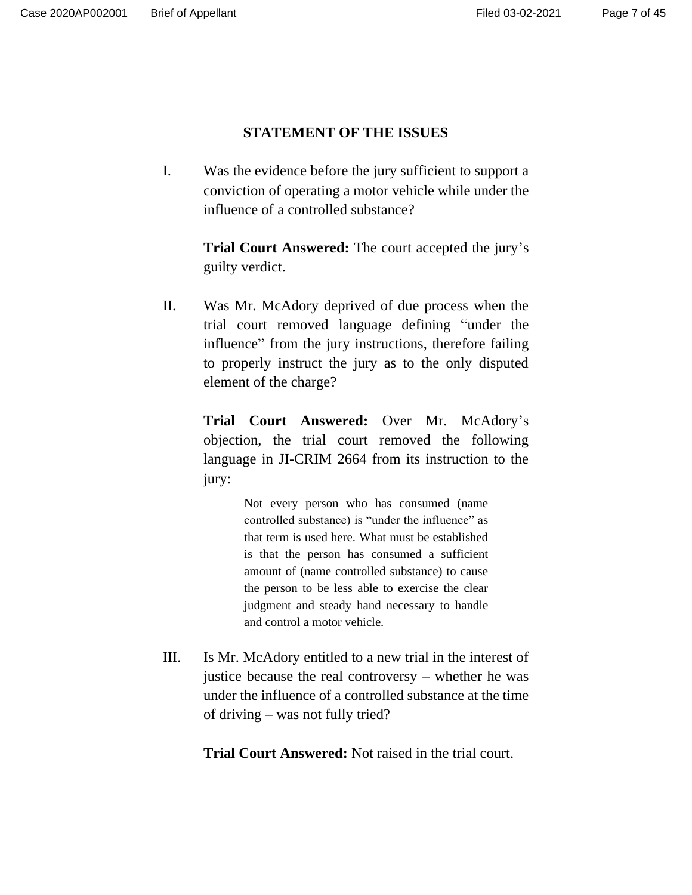## STATEMENT OF THE ISSUES

I. Was the evidence before the jury sufficient to support a conviction of operating a motor vehicle while under the influence of a controlled substance?

**Trial Court Answered:** The court accepted the jury's guilty verdict.

II. Was Mr. McAdory deprived of due process when the trial court removed language defining "under the influence" from the jury instructions, therefore failing to properly instruct the jury as to the only disputed element of the charge?

**Trial Court Answered:** Over Mr. McAdory's objection, the trial court removed the following language in JI-CRIM 2664 from its instruction to the jury:

> Not every person who has consumed (name controlled substance) is "under the influence" as that term is used here. What must be established is that the person has consumed a sufficient amount of (name controlled substance) to cause the person to be less able to exercise the clear judgment and steady hand necessary to handle and control a motor vehicle.

III. Is Mr. McAdory entitled to a new trial in the interest of justice because the real controversy – whether he was under the influence of a controlled substance at the time of driving – was not fully tried?

**Trial Court Answered:** Not raised in the trial court.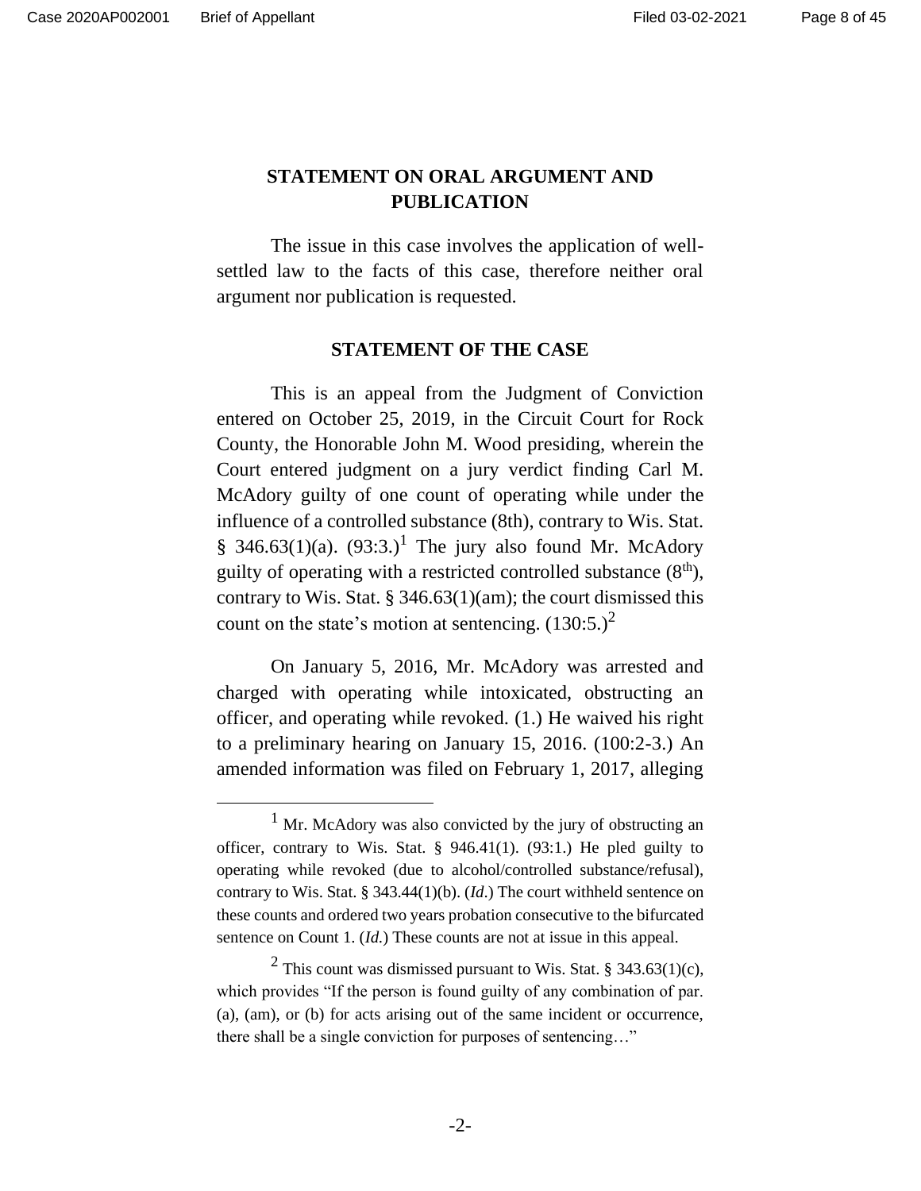## STATEMENT ON ORAL ARGUMENT AND PUBLICATION

The issue in this case involves the application of well-settled law to the facts of this case, therefore neither oral argument nor publication is requested.

## STATEMENT OF THE CASE

This is an appeal from the Judgment of Conviction entered on October 25, 2019, in the Circuit Court for Rock County, the Honorable John M. Wood presiding, wherein the Court entered judgment on a jury verdict finding Carl M. McAdory guilty of one count of operating while under the influence of a controlled substance (8th), contrary to Wis. Stat. § 346.63(1)(a). (93:3.)[1] The jury also found Mr. McAdory guilty of operating with a restricted controlled substance (8th), contrary to Wis. Stat. § 346.63(1)(am); the court dismissed this count on the state's motion at sentencing. (130:5.)[2]

On January 5, 2016, Mr. McAdory was arrested and charged with operating while intoxicated, obstructing an officer, and operating while revoked. (1.) He waived his right to a preliminary hearing on January 15, 2016. (100:2-3.) An amended information was filed on February 1, 2017, alleging

---

[1] Mr. McAdory was also convicted by the jury of obstructing an officer, contrary to Wis. Stat. § 946.41(1). (93:1.) He pled guilty to operating while revoked (due to alcohol/controlled substance/refusal), contrary to Wis. Stat. § 343.44(1)(b). (*Id*.) The court withheld sentence on these counts and ordered two years probation consecutive to the bifurcated sentence on Count 1. (*Id.*) These counts are not at issue in this appeal.

[2] This count was dismissed pursuant to Wis. Stat. § 343.63(1)(c), which provides "If the person is found guilty of any combination of par. (a), (am), or (b) for acts arising out of the same incident or occurrence, there shall be a single conviction for purposes of sentencing…"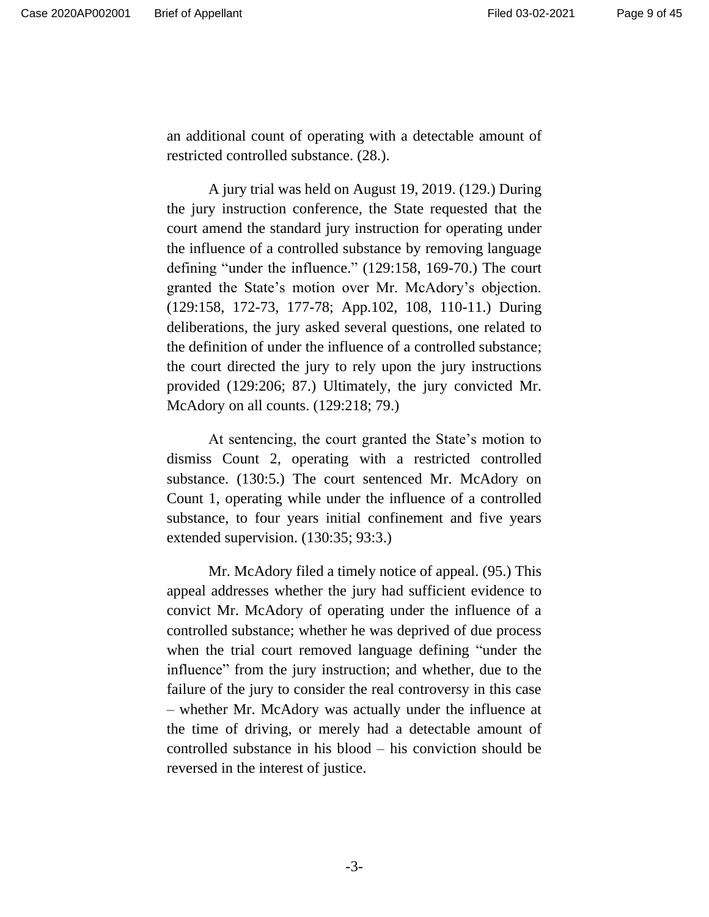an additional count of operating with a detectable amount of restricted controlled substance. (28.).

A jury trial was held on August 19, 2019. (129.) During the jury instruction conference, the State requested that the court amend the standard jury instruction for operating under the influence of a controlled substance by removing language defining "under the influence." (129:158, 169-70.) The court granted the State's motion over Mr. McAdory's objection. (129:158, 172-73, 177-78; App.102, 108, 110-11.) During deliberations, the jury asked several questions, one related to the definition of under the influence of a controlled substance; the court directed the jury to rely upon the jury instructions provided (129:206; 87.) Ultimately, the jury convicted Mr. McAdory on all counts. (129:218; 79.)

At sentencing, the court granted the State's motion to dismiss Count 2, operating with a restricted controlled substance. (130:5.) The court sentenced Mr. McAdory on Count 1, operating while under the influence of a controlled substance, to four years initial confinement and five years extended supervision. (130:35; 93:3.)

Mr. McAdory filed a timely notice of appeal. (95.) This appeal addresses whether the jury had sufficient evidence to convict Mr. McAdory of operating under the influence of a controlled substance; whether he was deprived of due process when the trial court removed language defining "under the influence" from the jury instruction; and whether, due to the failure of the jury to consider the real controversy in this case – whether Mr. McAdory was actually under the influence at the time of driving, or merely had a detectable amount of controlled substance in his blood – his conviction should be reversed in the interest of justice.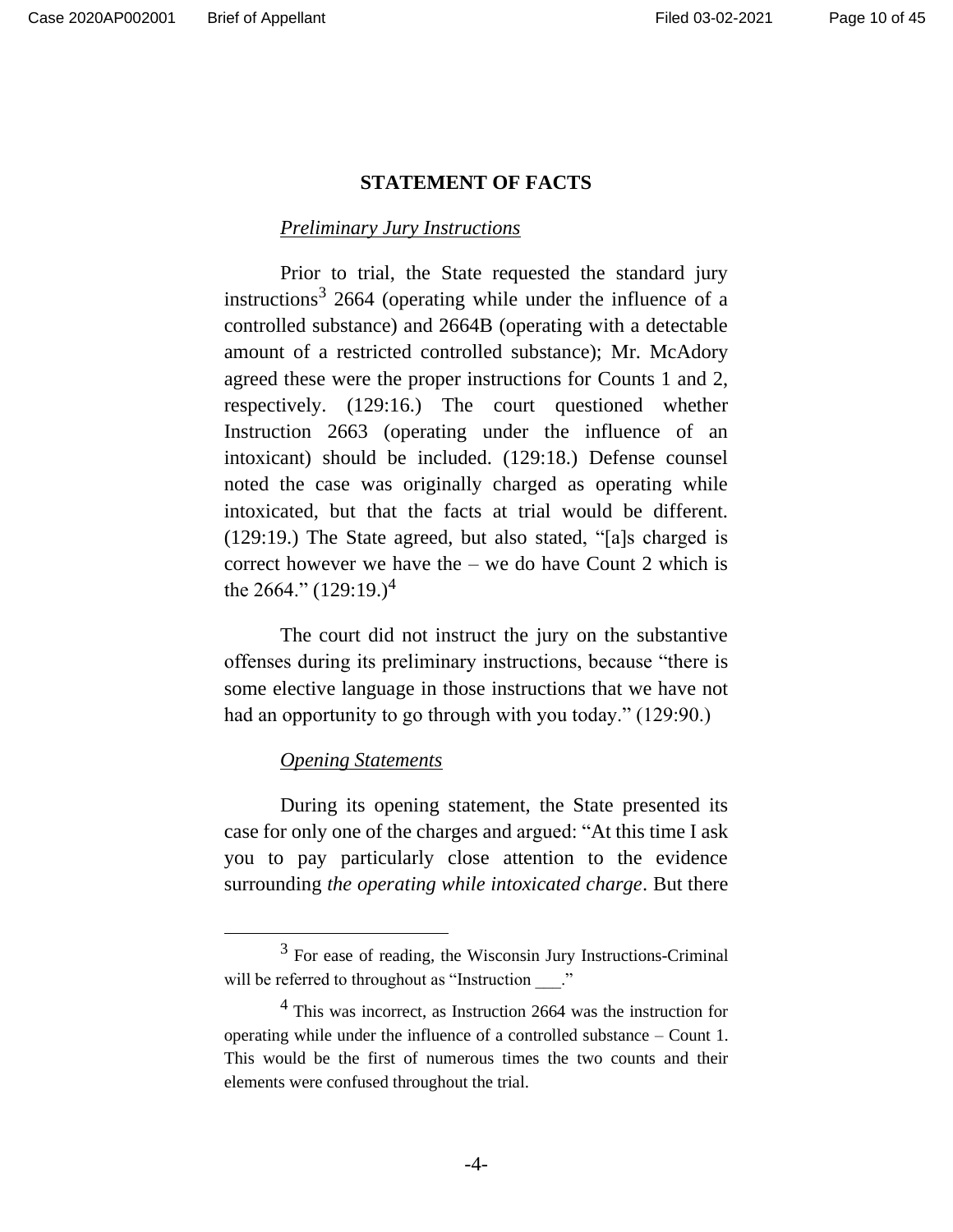## STATEMENT OF FACTS

*Preliminary Jury Instructions*

Prior to trial, the State requested the standard jury instructions[3] 2664 (operating while under the influence of a controlled substance) and 2664B (operating with a detectable amount of a restricted controlled substance); Mr. McAdory agreed these were the proper instructions for Counts 1 and 2, respectively. (129:16.) The court questioned whether Instruction 2663 (operating under the influence of an intoxicant) should be included. (129:18.) Defense counsel noted the case was originally charged as operating while intoxicated, but that the facts at trial would be different. (129:19.) The State agreed, but also stated, "[a]s charged is correct however we have the – we do have Count 2 which is the 2664." (129:19.)[4]

The court did not instruct the jury on the substantive offenses during its preliminary instructions, because "there is some elective language in those instructions that we have not had an opportunity to go through with you today." (129:90.)

*Opening Statements*

During its opening statement, the State presented its case for only one of the charges and argued: "At this time I ask you to pay particularly close attention to the evidence surrounding *the operating while intoxicated charge*. But there

[3] For ease of reading, the Wisconsin Jury Instructions-Criminal will be referred to throughout as "Instruction ___."

[4] This was incorrect, as Instruction 2664 was the instruction for operating while under the influence of a controlled substance – Count 1. This would be the first of numerous times the two counts and their elements were confused throughout the trial.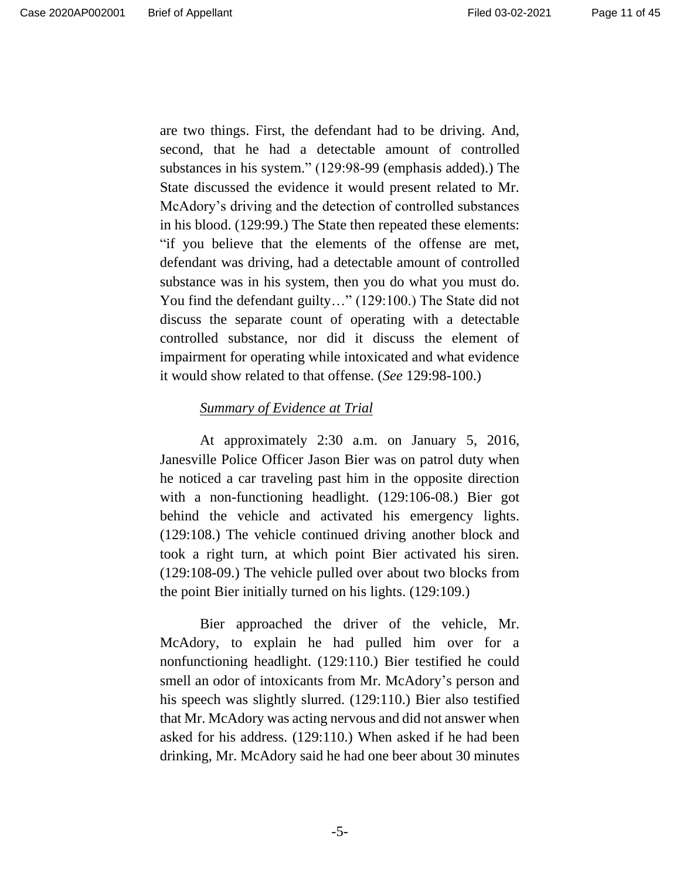are two things. First, the defendant had to be driving. And, second, that he had a detectable amount of controlled substances in his system." (129:98-99 (emphasis added).) The State discussed the evidence it would present related to Mr. McAdory's driving and the detection of controlled substances in his blood. (129:99.) The State then repeated these elements: "if you believe that the elements of the offense are met, defendant was driving, had a detectable amount of controlled substance was in his system, then you do what you must do. You find the defendant guilty…" (129:100.) The State did not discuss the separate count of operating with a detectable controlled substance, nor did it discuss the element of impairment for operating while intoxicated and what evidence it would show related to that offense. (*See* 129:98-100.)

*Summary of Evidence at Trial*

At approximately 2:30 a.m. on January 5, 2016, Janesville Police Officer Jason Bier was on patrol duty when he noticed a car traveling past him in the opposite direction with a non-functioning headlight. (129:106-08.) Bier got behind the vehicle and activated his emergency lights. (129:108.) The vehicle continued driving another block and took a right turn, at which point Bier activated his siren. (129:108-09.) The vehicle pulled over about two blocks from the point Bier initially turned on his lights. (129:109.)

Bier approached the driver of the vehicle, Mr. McAdory, to explain he had pulled him over for a nonfunctioning headlight. (129:110.) Bier testified he could smell an odor of intoxicants from Mr. McAdory's person and his speech was slightly slurred. (129:110.) Bier also testified that Mr. McAdory was acting nervous and did not answer when asked for his address. (129:110.) When asked if he had been drinking, Mr. McAdory said he had one beer about 30 minutes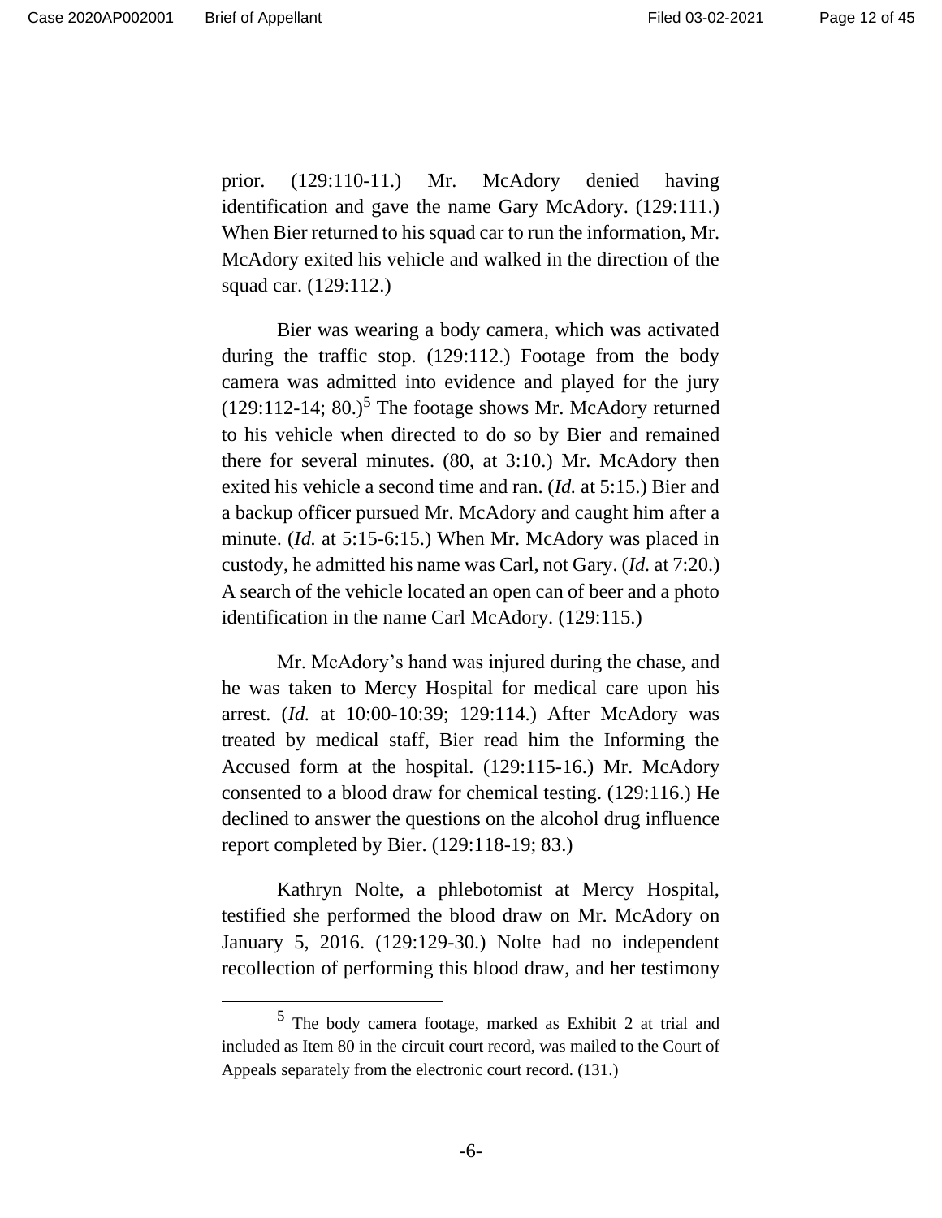prior. (129:110-11.) Mr. McAdory denied having identification and gave the name Gary McAdory. (129:111.) When Bier returned to his squad car to run the information, Mr. McAdory exited his vehicle and walked in the direction of the squad car. (129:112.)

Bier was wearing a body camera, which was activated during the traffic stop. (129:112.) Footage from the body camera was admitted into evidence and played for the jury (129:112-14; 80.)[5] The footage shows Mr. McAdory returned to his vehicle when directed to do so by Bier and remained there for several minutes. (80, at 3:10.) Mr. McAdory then exited his vehicle a second time and ran. (*Id.* at 5:15.) Bier and a backup officer pursued Mr. McAdory and caught him after a minute. (*Id.* at 5:15-6:15.) When Mr. McAdory was placed in custody, he admitted his name was Carl, not Gary. (*Id.* at 7:20.) A search of the vehicle located an open can of beer and a photo identification in the name Carl McAdory. (129:115.)

Mr. McAdory's hand was injured during the chase, and he was taken to Mercy Hospital for medical care upon his arrest. (*Id.* at 10:00-10:39; 129:114.) After McAdory was treated by medical staff, Bier read him the Informing the Accused form at the hospital. (129:115-16.) Mr. McAdory consented to a blood draw for chemical testing. (129:116.) He declined to answer the questions on the alcohol drug influence report completed by Bier. (129:118-19; 83.)

Kathryn Nolte, a phlebotomist at Mercy Hospital, testified she performed the blood draw on Mr. McAdory on January 5, 2016. (129:129-30.) Nolte had no independent recollection of performing this blood draw, and her testimony

---

[5] The body camera footage, marked as Exhibit 2 at trial and included as Item 80 in the circuit court record, was mailed to the Court of Appeals separately from the electronic court record. (131.)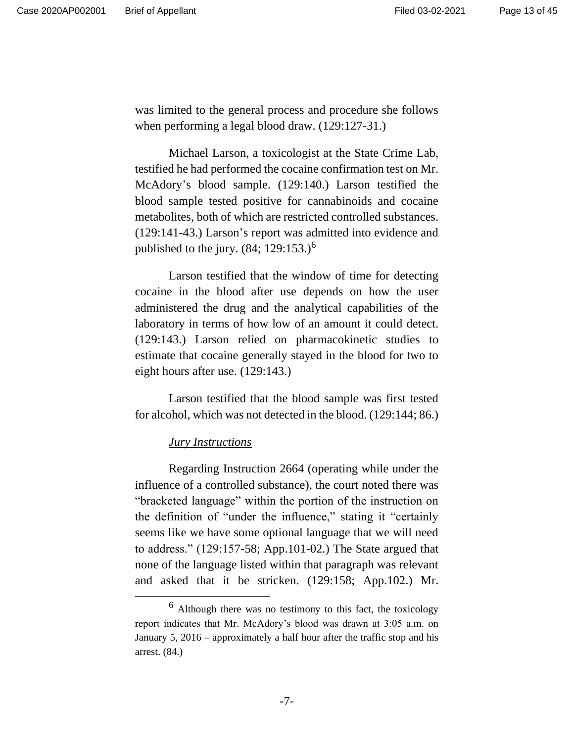was limited to the general process and procedure she follows when performing a legal blood draw. (129:127-31.)

Michael Larson, a toxicologist at the State Crime Lab, testified he had performed the cocaine confirmation test on Mr. McAdory's blood sample. (129:140.) Larson testified the blood sample tested positive for cannabinoids and cocaine metabolites, both of which are restricted controlled substances. (129:141-43.) Larson's report was admitted into evidence and published to the jury. (84; 129:153.)[6]

Larson testified that the window of time for detecting cocaine in the blood after use depends on how the user administered the drug and the analytical capabilities of the laboratory in terms of how low of an amount it could detect. (129:143.) Larson relied on pharmacokinetic studies to estimate that cocaine generally stayed in the blood for two to eight hours after use. (129:143.)

Larson testified that the blood sample was first tested for alcohol, which was not detected in the blood. (129:144; 86.)

*Jury Instructions*

Regarding Instruction 2664 (operating while under the influence of a controlled substance), the court noted there was "bracketed language" within the portion of the instruction on the definition of "under the influence," stating it "certainly seems like we have some optional language that we will need to address." (129:157-58; App.101-02.) The State argued that none of the language listed within that paragraph was relevant and asked that it be stricken. (129:158; App.102.) Mr.

---

[6] Although there was no testimony to this fact, the toxicology report indicates that Mr. McAdory's blood was drawn at 3:05 a.m. on January 5, 2016 – approximately a half hour after the traffic stop and his arrest. (84.)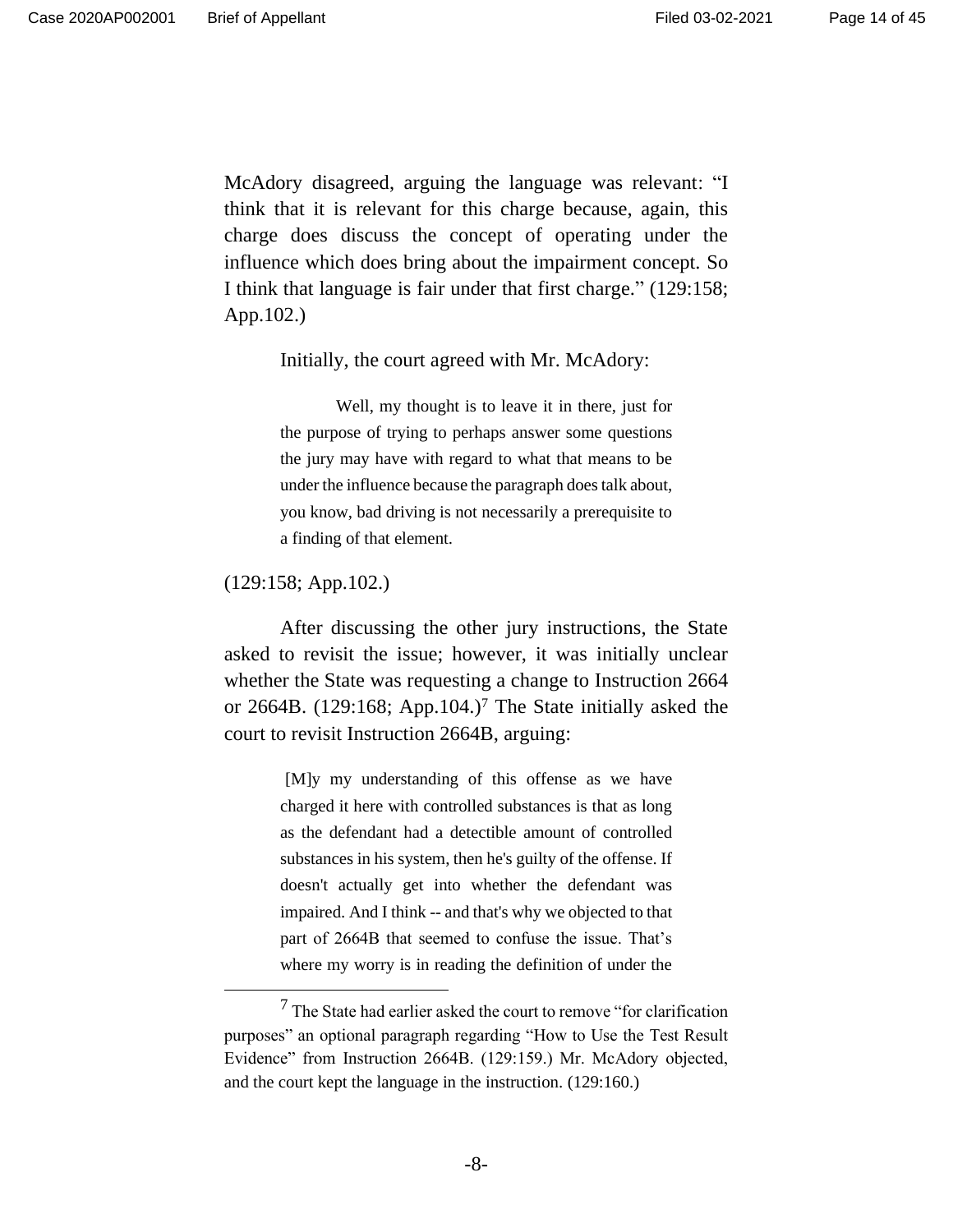McAdory disagreed, arguing the language was relevant: "I think that it is relevant for this charge because, again, this charge does discuss the concept of operating under the influence which does bring about the impairment concept. So I think that language is fair under that first charge." (129:158; App.102.)

Initially, the court agreed with Mr. McAdory:

> Well, my thought is to leave it in there, just for the purpose of trying to perhaps answer some questions the jury may have with regard to what that means to be under the influence because the paragraph does talk about, you know, bad driving is not necessarily a prerequisite to a finding of that element.

(129:158; App.102.)

After discussing the other jury instructions, the State asked to revisit the issue; however, it was initially unclear whether the State was requesting a change to Instruction 2664 or 2664B. (129:168; App.104.)[7] The State initially asked the court to revisit Instruction 2664B, arguing:

> [M]y my understanding of this offense as we have charged it here with controlled substances is that as long as the defendant had a detectible amount of controlled substances in his system, then he's guilty of the offense. If doesn't actually get into whether the defendant was impaired. And I think -- and that's why we objected to that part of 2664B that seemed to confuse the issue. That's where my worry is in reading the definition of under the

[7] The State had earlier asked the court to remove "for clarification purposes" an optional paragraph regarding "How to Use the Test Result Evidence" from Instruction 2664B. (129:159.) Mr. McAdory objected, and the court kept the language in the instruction. (129:160.)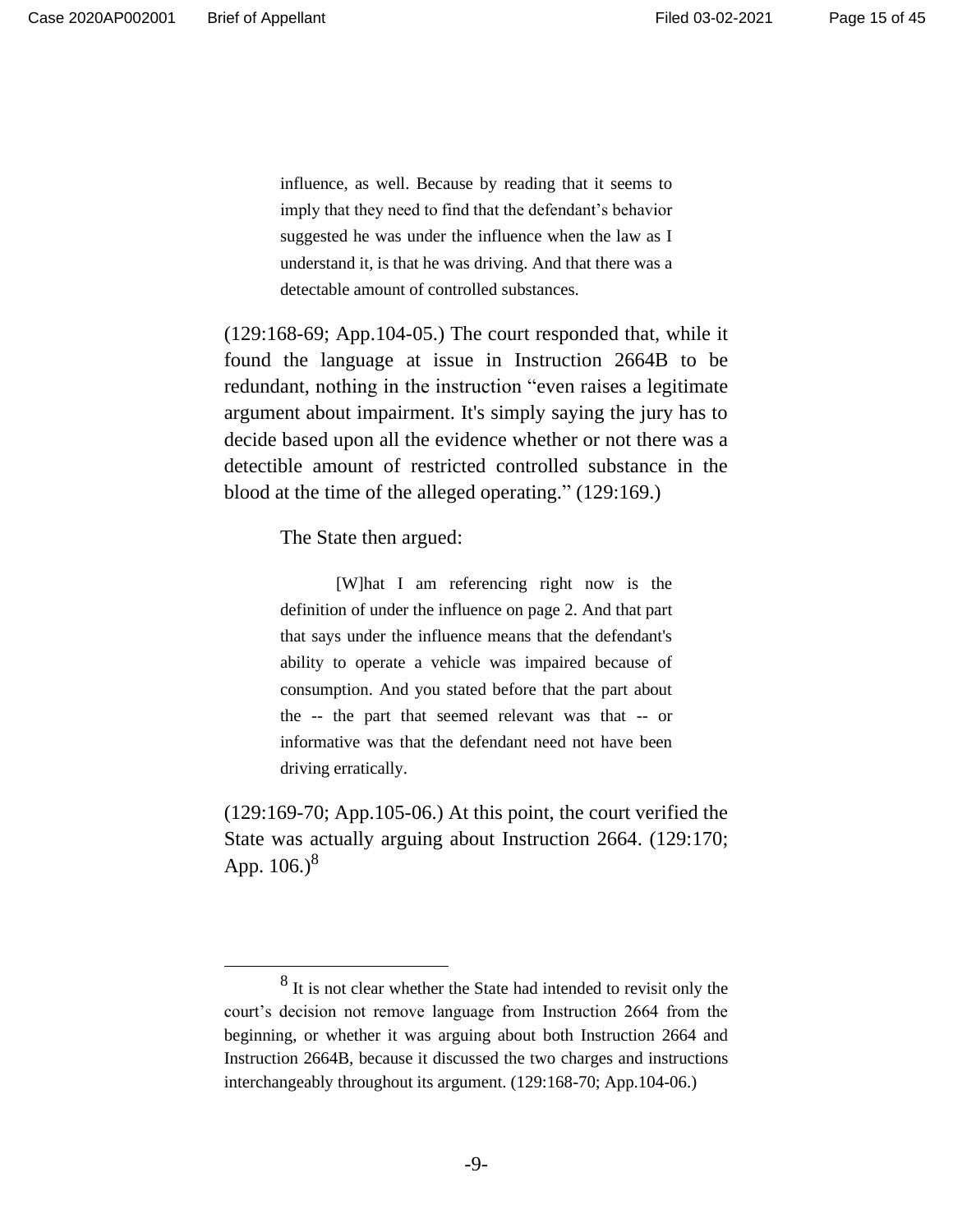> influence, as well. Because by reading that it seems to imply that they need to find that the defendant's behavior suggested he was under the influence when the law as I understand it, is that he was driving. And that there was a detectable amount of controlled substances.

(129:168-69; App.104-05.) The court responded that, while it found the language at issue in Instruction 2664B to be redundant, nothing in the instruction "even raises a legitimate argument about impairment. It's simply saying the jury has to decide based upon all the evidence whether or not there was a detectible amount of restricted controlled substance in the blood at the time of the alleged operating." (129:169.)

The State then argued:

> [W]hat I am referencing right now is the definition of under the influence on page 2. And that part that says under the influence means that the defendant's ability to operate a vehicle was impaired because of consumption. And you stated before that the part about the -- the part that seemed relevant was that -- or informative was that the defendant need not have been driving erratically.

(129:169-70; App.105-06.) At this point, the court verified the State was actually arguing about Instruction 2664. (129:170; App. 106.)[8]

---

[8] It is not clear whether the State had intended to revisit only the court's decision not remove language from Instruction 2664 from the beginning, or whether it was arguing about both Instruction 2664 and Instruction 2664B, because it discussed the two charges and instructions interchangeably throughout its argument. (129:168-70; App.104-06.)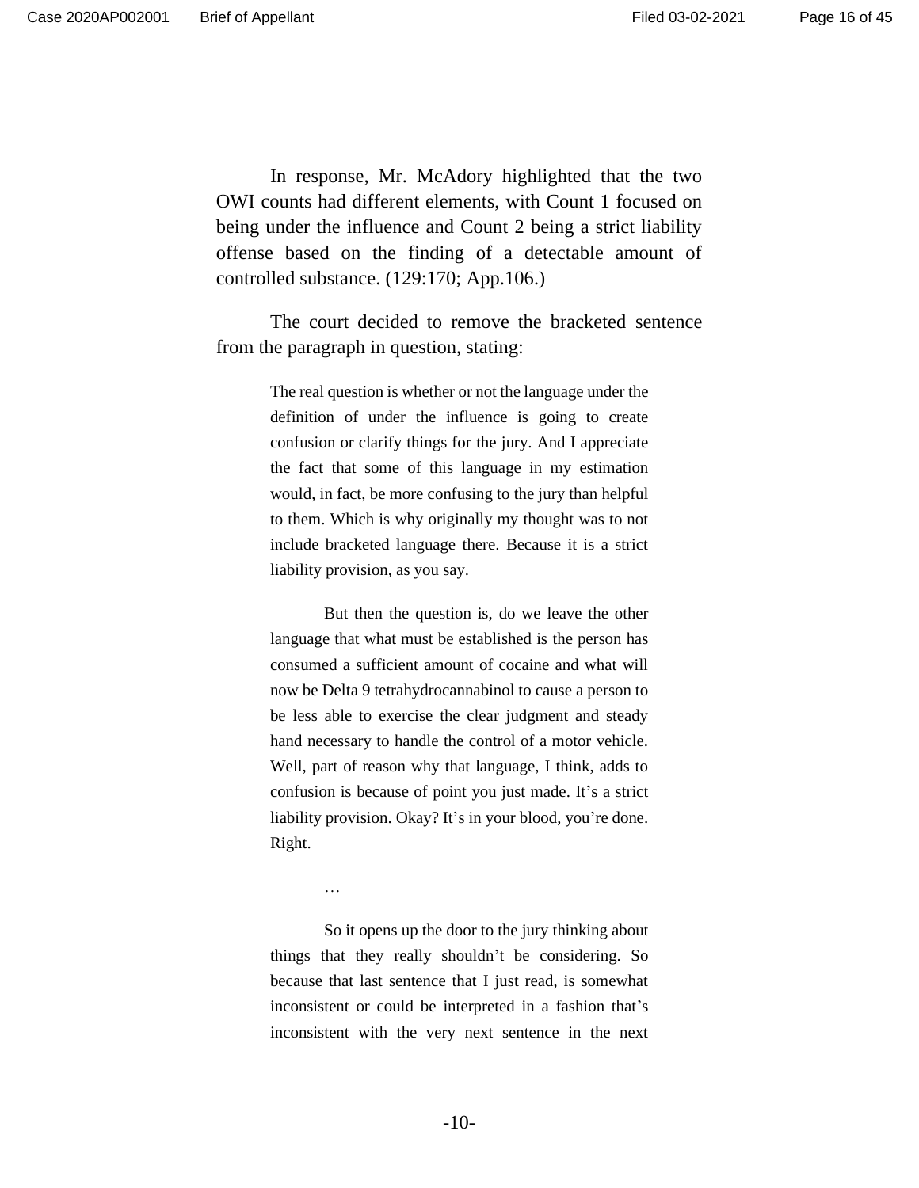In response, Mr. McAdory highlighted that the two OWI counts had different elements, with Count 1 focused on being under the influence and Count 2 being a strict liability offense based on the finding of a detectable amount of controlled substance. (129:170; App.106.)

The court decided to remove the bracketed sentence from the paragraph in question, stating:

> The real question is whether or not the language under the definition of under the influence is going to create confusion or clarify things for the jury. And I appreciate the fact that some of this language in my estimation would, in fact, be more confusing to the jury than helpful to them. Which is why originally my thought was to not include bracketed language there. Because it is a strict liability provision, as you say.
>
> But then the question is, do we leave the other language that what must be established is the person has consumed a sufficient amount of cocaine and what will now be Delta 9 tetrahydrocannabinol to cause a person to be less able to exercise the clear judgment and steady hand necessary to handle the control of a motor vehicle. Well, part of reason why that language, I think, adds to confusion is because of point you just made. It's a strict liability provision. Okay? It's in your blood, you're done. Right.
>
> …
>
> So it opens up the door to the jury thinking about things that they really shouldn't be considering. So because that last sentence that I just read, is somewhat inconsistent or could be interpreted in a fashion that's inconsistent with the very next sentence in the next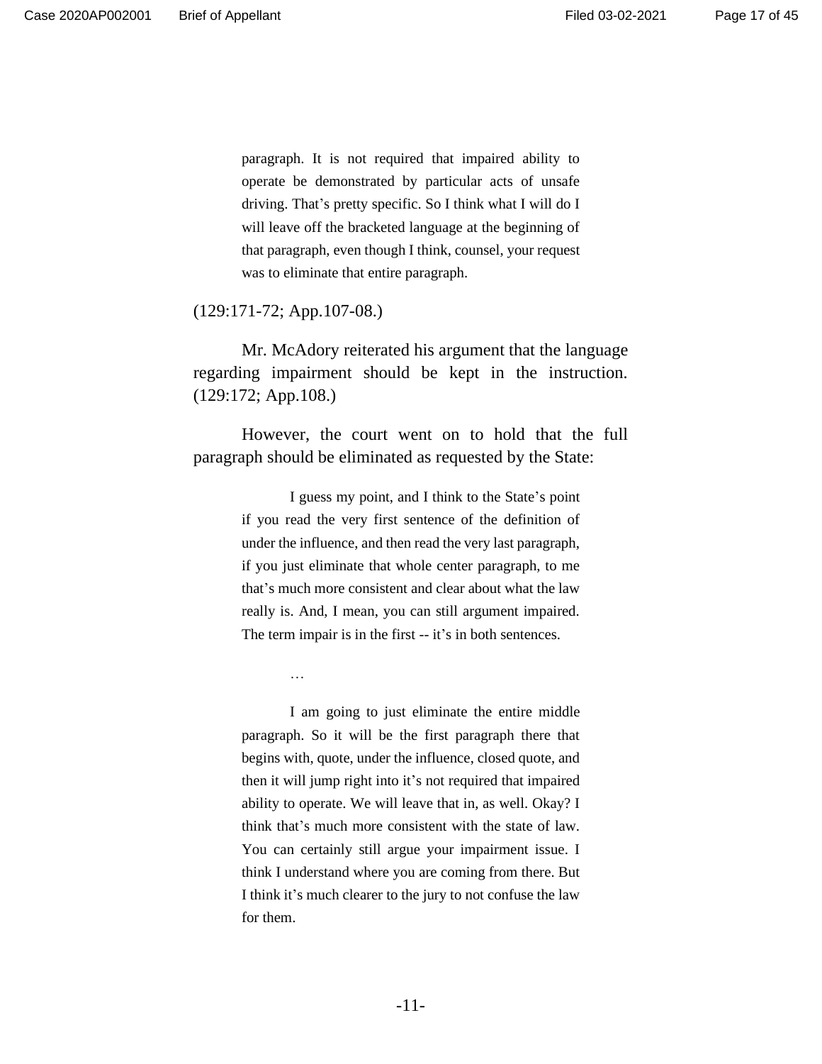> paragraph. It is not required that impaired ability to operate be demonstrated by particular acts of unsafe driving. That's pretty specific. So I think what I will do I will leave off the bracketed language at the beginning of that paragraph, even though I think, counsel, your request was to eliminate that entire paragraph.

(129:171-72; App.107-08.)

Mr. McAdory reiterated his argument that the language regarding impairment should be kept in the instruction. (129:172; App.108.)

However, the court went on to hold that the full paragraph should be eliminated as requested by the State:

> I guess my point, and I think to the State's point if you read the very first sentence of the definition of under the influence, and then read the very last paragraph, if you just eliminate that whole center paragraph, to me that's much more consistent and clear about what the law really is. And, I mean, you can still argument impaired. The term impair is in the first -- it's in both sentences.
>
> …
>
> I am going to just eliminate the entire middle paragraph. So it will be the first paragraph there that begins with, quote, under the influence, closed quote, and then it will jump right into it's not required that impaired ability to operate. We will leave that in, as well. Okay? I think that's much more consistent with the state of law. You can certainly still argue your impairment issue. I think I understand where you are coming from there. But I think it's much clearer to the jury to not confuse the law for them.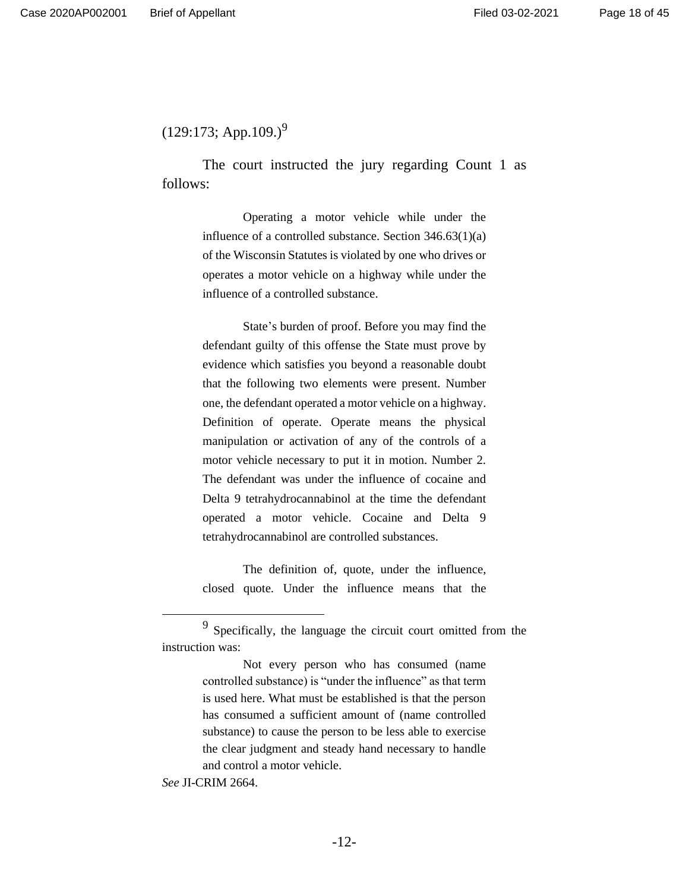(129:173; App.109.)[9]

The court instructed the jury regarding Count 1 as follows:

> Operating a motor vehicle while under the influence of a controlled substance. Section 346.63(1)(a) of the Wisconsin Statutes is violated by one who drives or operates a motor vehicle on a highway while under the influence of a controlled substance.
>
> State's burden of proof. Before you may find the defendant guilty of this offense the State must prove by evidence which satisfies you beyond a reasonable doubt that the following two elements were present. Number one, the defendant operated a motor vehicle on a highway. Definition of operate. Operate means the physical manipulation or activation of any of the controls of a motor vehicle necessary to put it in motion. Number 2. The defendant was under the influence of cocaine and Delta 9 tetrahydrocannabinol at the time the defendant operated a motor vehicle. Cocaine and Delta 9 tetrahydrocannabinol are controlled substances.
>
> The definition of, quote, under the influence, closed quote. Under the influence means that the

---

[9] Specifically, the language the circuit court omitted from the instruction was:

> Not every person who has consumed (name controlled substance) is "under the influence" as that term is used here. What must be established is that the person has consumed a sufficient amount of (name controlled substance) to cause the person to be less able to exercise the clear judgment and steady hand necessary to handle and control a motor vehicle.

*See* JI-CRIM 2664.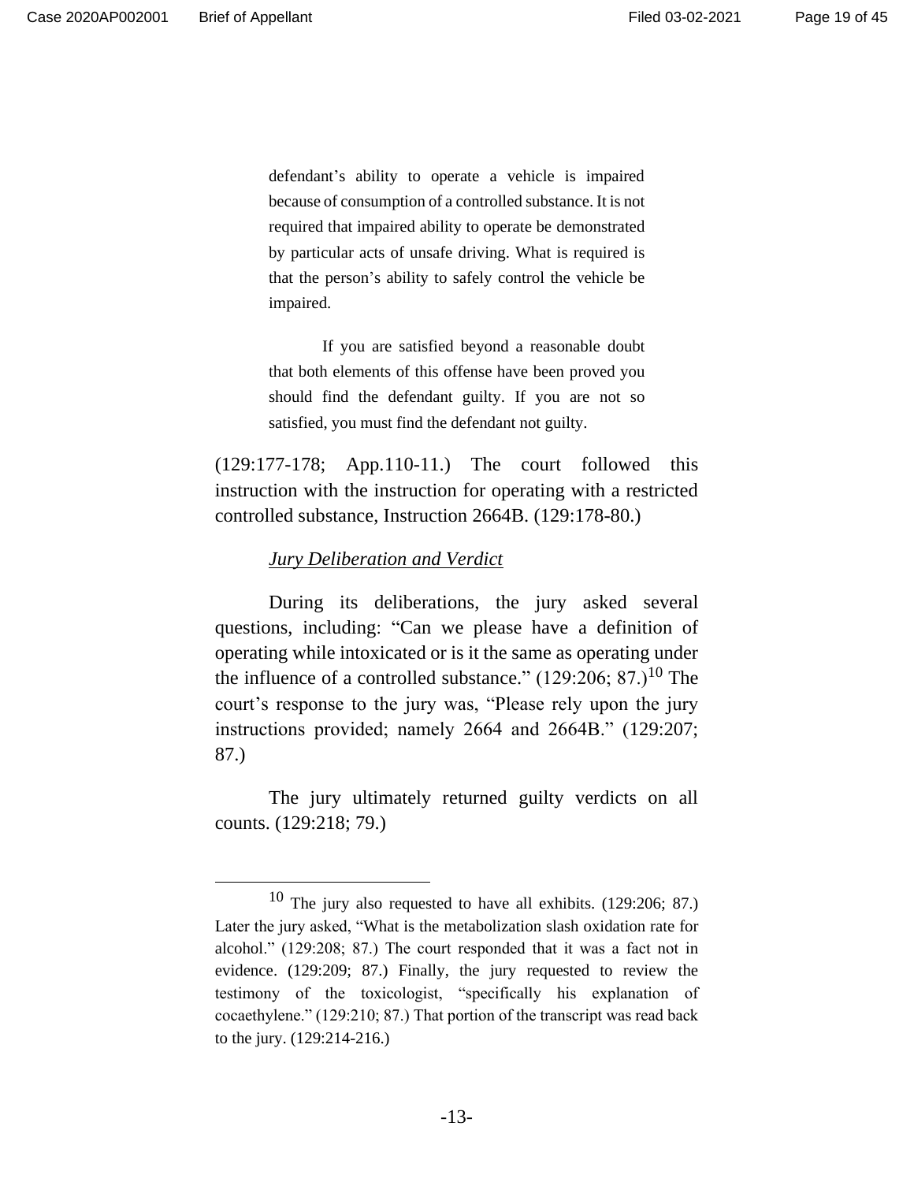> defendant's ability to operate a vehicle is impaired because of consumption of a controlled substance. It is not required that impaired ability to operate be demonstrated by particular acts of unsafe driving. What is required is that the person's ability to safely control the vehicle be impaired.
>
> If you are satisfied beyond a reasonable doubt that both elements of this offense have been proved you should find the defendant guilty. If you are not so satisfied, you must find the defendant not guilty.

(129:177-178; App.110-11.) The court followed this instruction with the instruction for operating with a restricted controlled substance, Instruction 2664B. (129:178-80.)

*Jury Deliberation and Verdict*

During its deliberations, the jury asked several questions, including: "Can we please have a definition of operating while intoxicated or is it the same as operating under the influence of a controlled substance." (129:206; 87.)[10] The court's response to the jury was, "Please rely upon the jury instructions provided; namely 2664 and 2664B." (129:207; 87.)

The jury ultimately returned guilty verdicts on all counts. (129:218; 79.)

---

[10] The jury also requested to have all exhibits. (129:206; 87.) Later the jury asked, "What is the metabolization slash oxidation rate for alcohol." (129:208; 87.) The court responded that it was a fact not in evidence. (129:209; 87.) Finally, the jury requested to review the testimony of the toxicologist, "specifically his explanation of cocaethylene." (129:210; 87.) That portion of the transcript was read back to the jury. (129:214-216.)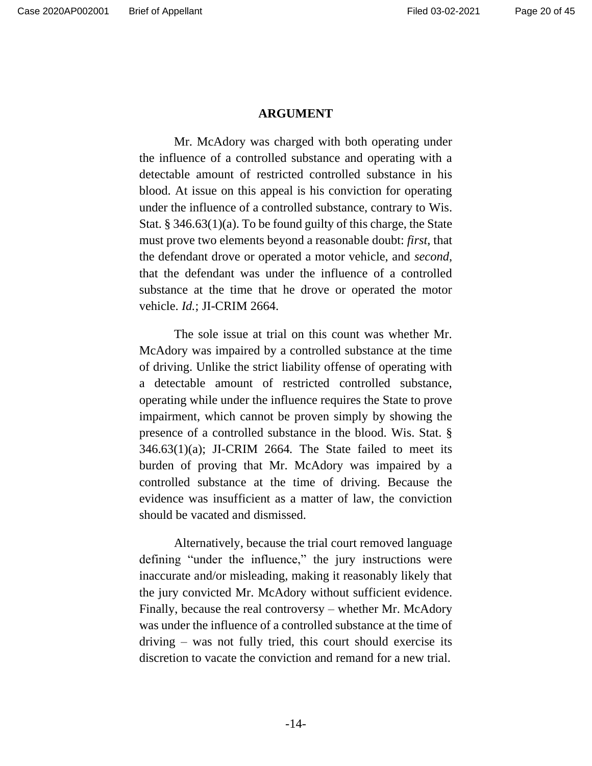## ARGUMENT

Mr. McAdory was charged with both operating under the influence of a controlled substance and operating with a detectable amount of restricted controlled substance in his blood. At issue on this appeal is his conviction for operating under the influence of a controlled substance, contrary to Wis. Stat. § 346.63(1)(a). To be found guilty of this charge, the State must prove two elements beyond a reasonable doubt: *first*, that the defendant drove or operated a motor vehicle, and *second*, that the defendant was under the influence of a controlled substance at the time that he drove or operated the motor vehicle. *Id.*; JI-CRIM 2664.

The sole issue at trial on this count was whether Mr. McAdory was impaired by a controlled substance at the time of driving. Unlike the strict liability offense of operating with a detectable amount of restricted controlled substance, operating while under the influence requires the State to prove impairment, which cannot be proven simply by showing the presence of a controlled substance in the blood. Wis. Stat. § 346.63(1)(a); JI-CRIM 2664. The State failed to meet its burden of proving that Mr. McAdory was impaired by a controlled substance at the time of driving. Because the evidence was insufficient as a matter of law, the conviction should be vacated and dismissed.

Alternatively, because the trial court removed language defining "under the influence," the jury instructions were inaccurate and/or misleading, making it reasonably likely that the jury convicted Mr. McAdory without sufficient evidence. Finally, because the real controversy – whether Mr. McAdory was under the influence of a controlled substance at the time of driving – was not fully tried, this court should exercise its discretion to vacate the conviction and remand for a new trial.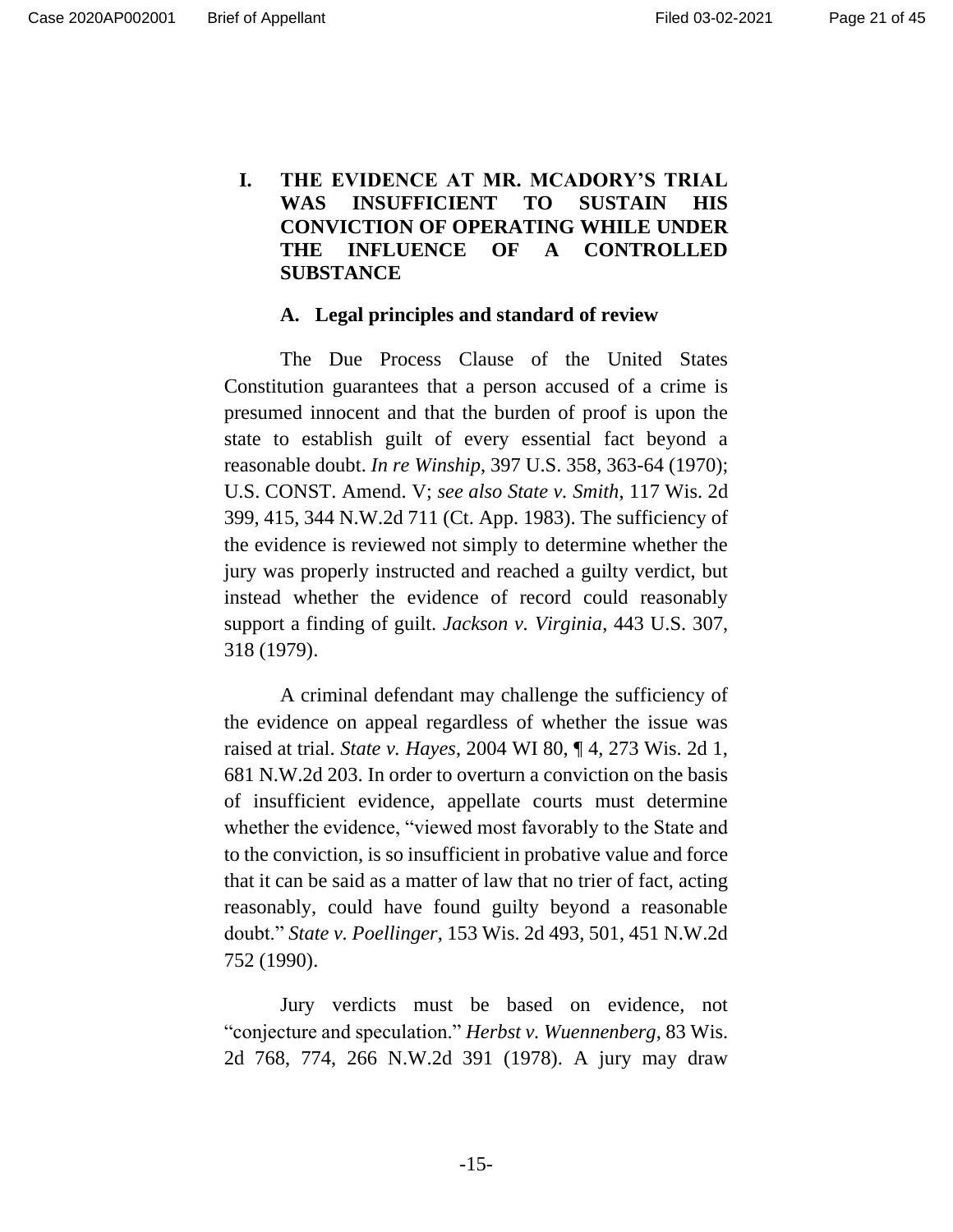# I. THE EVIDENCE AT MR. MCADORY'S TRIAL WAS INSUFFICIENT TO SUSTAIN HIS CONVICTION OF OPERATING WHILE UNDER THE INFLUENCE OF A CONTROLLED SUBSTANCE

## A. Legal principles and standard of review

The Due Process Clause of the United States Constitution guarantees that a person accused of a crime is presumed innocent and that the burden of proof is upon the state to establish guilt of every essential fact beyond a reasonable doubt. *In re Winship*, 397 U.S. 358, 363-64 (1970); U.S. CONST. Amend. V; *see also State v. Smith,* 117 Wis. 2d 399, 415, 344 N.W.2d 711 (Ct. App. 1983). The sufficiency of the evidence is reviewed not simply to determine whether the jury was properly instructed and reached a guilty verdict, but instead whether the evidence of record could reasonably support a finding of guilt. *Jackson v. Virginia*, 443 U.S. 307, 318 (1979).

A criminal defendant may challenge the sufficiency of the evidence on appeal regardless of whether the issue was raised at trial. *State v. Hayes*, 2004 WI 80, ¶ 4, 273 Wis. 2d 1, 681 N.W.2d 203. In order to overturn a conviction on the basis of insufficient evidence, appellate courts must determine whether the evidence, "viewed most favorably to the State and to the conviction, is so insufficient in probative value and force that it can be said as a matter of law that no trier of fact, acting reasonably, could have found guilty beyond a reasonable doubt." *State v. Poellinger*, 153 Wis. 2d 493, 501, 451 N.W.2d 752 (1990).

Jury verdicts must be based on evidence, not "conjecture and speculation." *Herbst v. Wuennenberg*, 83 Wis. 2d 768, 774, 266 N.W.2d 391 (1978). A jury may draw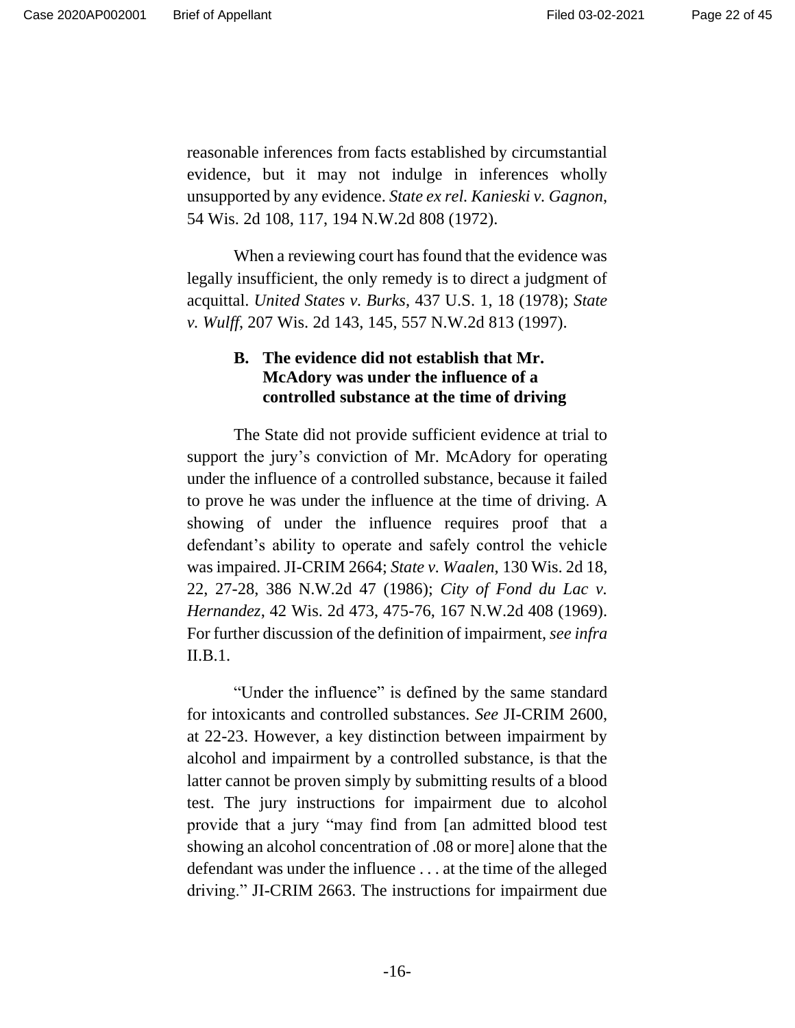reasonable inferences from facts established by circumstantial evidence, but it may not indulge in inferences wholly unsupported by any evidence. *State ex rel. Kanieski v. Gagnon*, 54 Wis. 2d 108, 117, 194 N.W.2d 808 (1972).

When a reviewing court has found that the evidence was legally insufficient, the only remedy is to direct a judgment of acquittal. *United States v. Burks*, 437 U.S. 1, 18 (1978); *State v. Wulff*, 207 Wis. 2d 143, 145, 557 N.W.2d 813 (1997).

### B. The evidence did not establish that Mr. McAdory was under the influence of a controlled substance at the time of driving

The State did not provide sufficient evidence at trial to support the jury's conviction of Mr. McAdory for operating under the influence of a controlled substance, because it failed to prove he was under the influence at the time of driving. A showing of under the influence requires proof that a defendant's ability to operate and safely control the vehicle was impaired. JI-CRIM 2664; *State v. Waalen*, 130 Wis. 2d 18, 22, 27-28, 386 N.W.2d 47 (1986); *City of Fond du Lac v. Hernandez*, 42 Wis. 2d 473, 475-76, 167 N.W.2d 408 (1969). For further discussion of the definition of impairment, *see infra* II.B.1.

"Under the influence" is defined by the same standard for intoxicants and controlled substances. *See* JI-CRIM 2600, at 22-23. However, a key distinction between impairment by alcohol and impairment by a controlled substance, is that the latter cannot be proven simply by submitting results of a blood test. The jury instructions for impairment due to alcohol provide that a jury "may find from [an admitted blood test showing an alcohol concentration of .08 or more] alone that the defendant was under the influence . . . at the time of the alleged driving." JI-CRIM 2663. The instructions for impairment due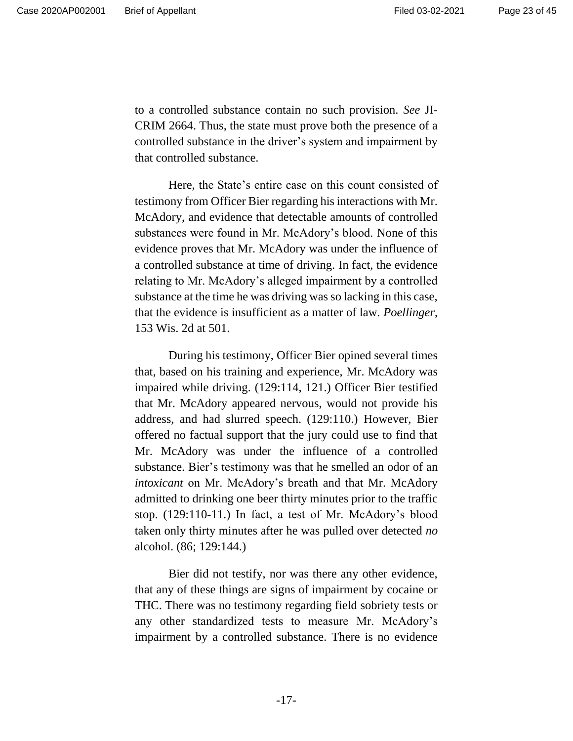to a controlled substance contain no such provision. *See* JI-CRIM 2664. Thus, the state must prove both the presence of a controlled substance in the driver's system and impairment by that controlled substance.

Here, the State's entire case on this count consisted of testimony from Officer Bier regarding his interactions with Mr. McAdory, and evidence that detectable amounts of controlled substances were found in Mr. McAdory's blood. None of this evidence proves that Mr. McAdory was under the influence of a controlled substance at time of driving. In fact, the evidence relating to Mr. McAdory's alleged impairment by a controlled substance at the time he was driving was so lacking in this case, that the evidence is insufficient as a matter of law. *Poellinger*, 153 Wis. 2d at 501.

During his testimony, Officer Bier opined several times that, based on his training and experience, Mr. McAdory was impaired while driving. (129:114, 121.) Officer Bier testified that Mr. McAdory appeared nervous, would not provide his address, and had slurred speech. (129:110.) However, Bier offered no factual support that the jury could use to find that Mr. McAdory was under the influence of a controlled substance. Bier's testimony was that he smelled an odor of an *intoxicant* on Mr. McAdory's breath and that Mr. McAdory admitted to drinking one beer thirty minutes prior to the traffic stop. (129:110-11.) In fact, a test of Mr. McAdory's blood taken only thirty minutes after he was pulled over detected *no* alcohol. (86; 129:144.)

Bier did not testify, nor was there any other evidence, that any of these things are signs of impairment by cocaine or THC. There was no testimony regarding field sobriety tests or any other standardized tests to measure Mr. McAdory's impairment by a controlled substance. There is no evidence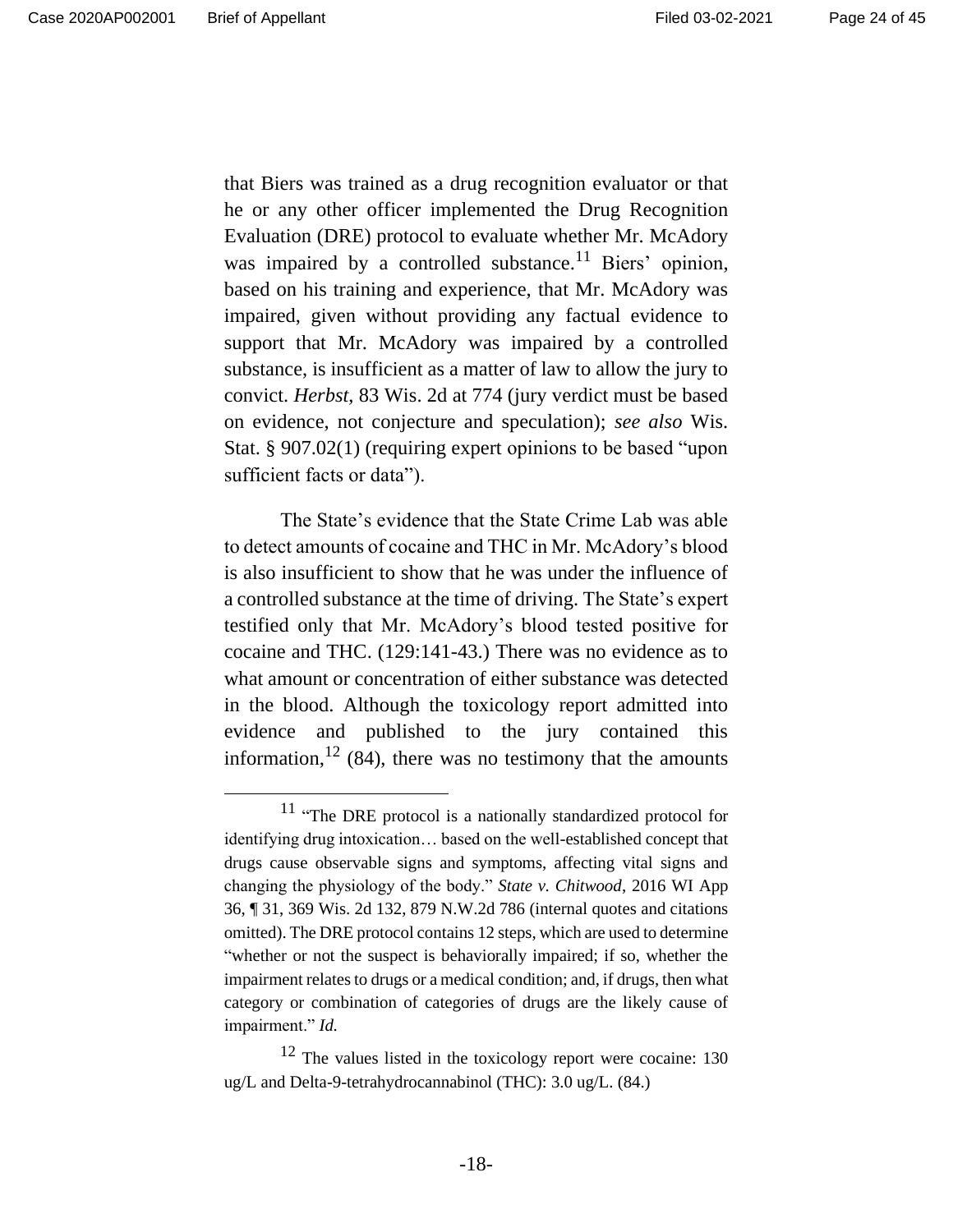that Biers was trained as a drug recognition evaluator or that he or any other officer implemented the Drug Recognition Evaluation (DRE) protocol to evaluate whether Mr. McAdory was impaired by a controlled substance.[11] Biers' opinion, based on his training and experience, that Mr. McAdory was impaired, given without providing any factual evidence to support that Mr. McAdory was impaired by a controlled substance, is insufficient as a matter of law to allow the jury to convict. *Herbst*, 83 Wis. 2d at 774 (jury verdict must be based on evidence, not conjecture and speculation); *see also* Wis. Stat. § 907.02(1) (requiring expert opinions to be based "upon sufficient facts or data").

The State's evidence that the State Crime Lab was able to detect amounts of cocaine and THC in Mr. McAdory's blood is also insufficient to show that he was under the influence of a controlled substance at the time of driving. The State's expert testified only that Mr. McAdory's blood tested positive for cocaine and THC. (129:141-43.) There was no evidence as to what amount or concentration of either substance was detected in the blood. Although the toxicology report admitted into evidence and published to the jury contained this information,[12] (84), there was no testimony that the amounts

---

[11] "The DRE protocol is a nationally standardized protocol for identifying drug intoxication… based on the well-established concept that drugs cause observable signs and symptoms, affecting vital signs and changing the physiology of the body." *State v. Chitwood*, 2016 WI App 36, ¶ 31, 369 Wis. 2d 132, 879 N.W.2d 786 (internal quotes and citations omitted). The DRE protocol contains 12 steps, which are used to determine "whether or not the suspect is behaviorally impaired; if so, whether the impairment relates to drugs or a medical condition; and, if drugs, then what category or combination of categories of drugs are the likely cause of impairment." *Id.*

[12] The values listed in the toxicology report were cocaine: 130 ug/L and Delta-9-tetrahydrocannabinol (THC): 3.0 ug/L. (84.)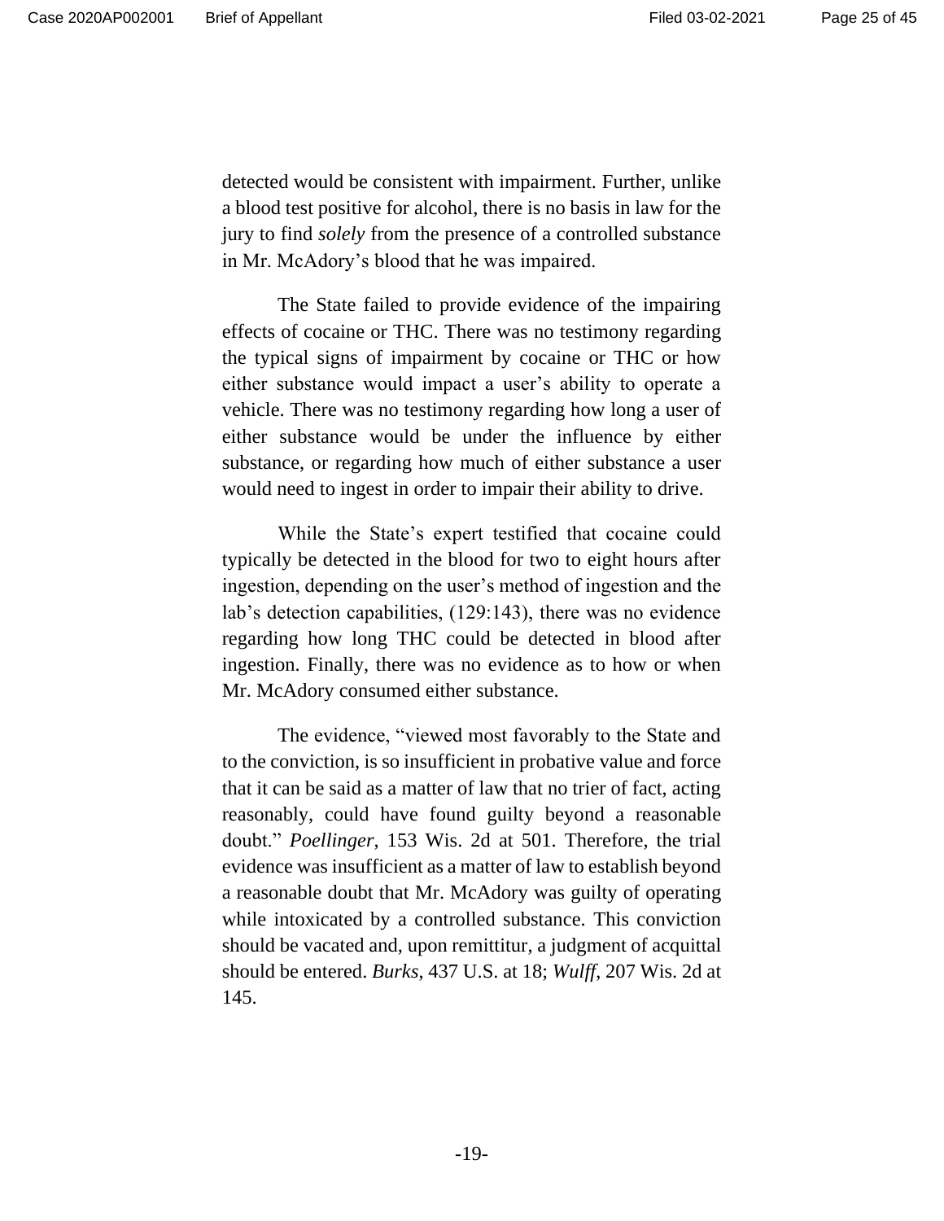detected would be consistent with impairment. Further, unlike a blood test positive for alcohol, there is no basis in law for the jury to find *solely* from the presence of a controlled substance in Mr. McAdory's blood that he was impaired.

The State failed to provide evidence of the impairing effects of cocaine or THC. There was no testimony regarding the typical signs of impairment by cocaine or THC or how either substance would impact a user's ability to operate a vehicle. There was no testimony regarding how long a user of either substance would be under the influence by either substance, or regarding how much of either substance a user would need to ingest in order to impair their ability to drive.

While the State's expert testified that cocaine could typically be detected in the blood for two to eight hours after ingestion, depending on the user's method of ingestion and the lab's detection capabilities, (129:143), there was no evidence regarding how long THC could be detected in blood after ingestion. Finally, there was no evidence as to how or when Mr. McAdory consumed either substance.

The evidence, "viewed most favorably to the State and to the conviction, is so insufficient in probative value and force that it can be said as a matter of law that no trier of fact, acting reasonably, could have found guilty beyond a reasonable doubt." *Poellinger*, 153 Wis. 2d at 501. Therefore, the trial evidence was insufficient as a matter of law to establish beyond a reasonable doubt that Mr. McAdory was guilty of operating while intoxicated by a controlled substance. This conviction should be vacated and, upon remittitur, a judgment of acquittal should be entered. *Burks*, 437 U.S. at 18; *Wulff*, 207 Wis. 2d at 145.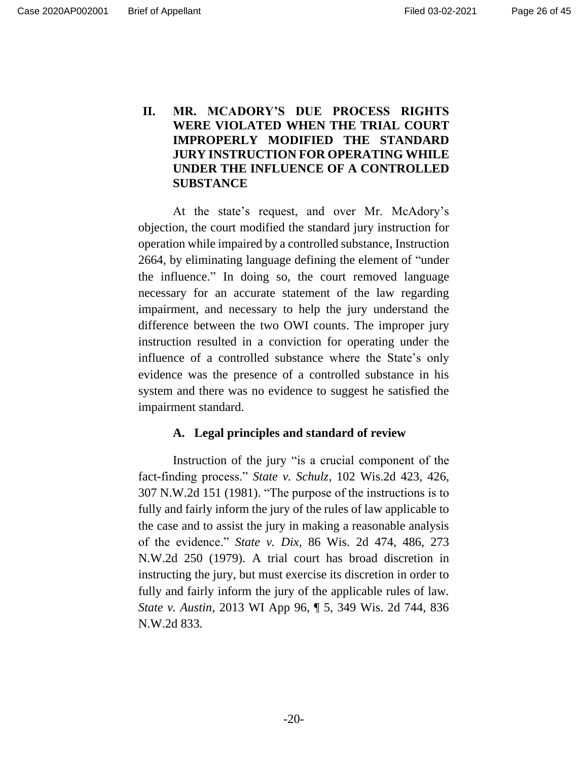## II. MR. MCADORY'S DUE PROCESS RIGHTS WERE VIOLATED WHEN THE TRIAL COURT IMPROPERLY MODIFIED THE STANDARD JURY INSTRUCTION FOR OPERATING WHILE UNDER THE INFLUENCE OF A CONTROLLED SUBSTANCE

At the state's request, and over Mr. McAdory's objection, the court modified the standard jury instruction for operation while impaired by a controlled substance, Instruction 2664, by eliminating language defining the element of "under the influence." In doing so, the court removed language necessary for an accurate statement of the law regarding impairment, and necessary to help the jury understand the difference between the two OWI counts. The improper jury instruction resulted in a conviction for operating under the influence of a controlled substance where the State's only evidence was the presence of a controlled substance in his system and there was no evidence to suggest he satisfied the impairment standard.

### A. Legal principles and standard of review

Instruction of the jury "is a crucial component of the fact-finding process." *State v. Schulz*, 102 Wis.2d 423, 426, 307 N.W.2d 151 (1981). "The purpose of the instructions is to fully and fairly inform the jury of the rules of law applicable to the case and to assist the jury in making a reasonable analysis of the evidence." *State v. Dix*, 86 Wis. 2d 474, 486, 273 N.W.2d 250 (1979). A trial court has broad discretion in instructing the jury, but must exercise its discretion in order to fully and fairly inform the jury of the applicable rules of law. *State v. Austin*, 2013 WI App 96, ¶ 5, 349 Wis. 2d 744, 836 N.W.2d 833.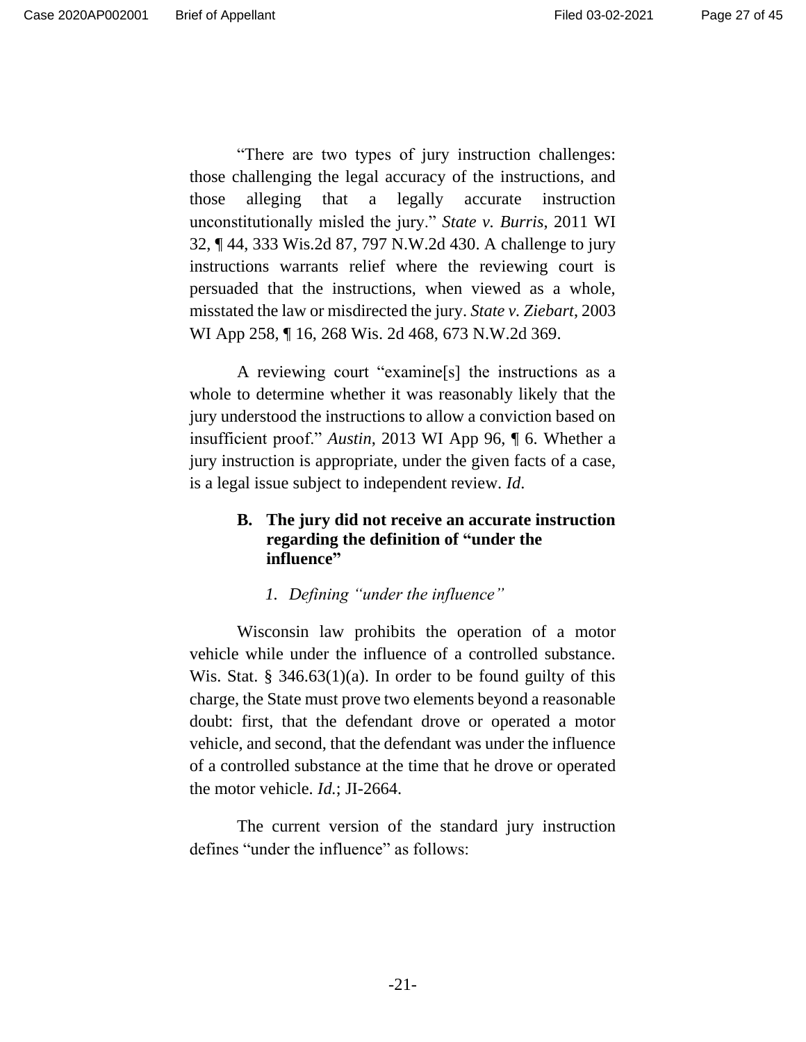"There are two types of jury instruction challenges: those challenging the legal accuracy of the instructions, and those alleging that a legally accurate instruction unconstitutionally misled the jury." *State v. Burris*, 2011 WI 32, ¶ 44, 333 Wis.2d 87, 797 N.W.2d 430. A challenge to jury instructions warrants relief where the reviewing court is persuaded that the instructions, when viewed as a whole, misstated the law or misdirected the jury. *State v. Ziebart*, 2003 WI App 258, ¶ 16, 268 Wis. 2d 468, 673 N.W.2d 369.

A reviewing court "examine[s] the instructions as a whole to determine whether it was reasonably likely that the jury understood the instructions to allow a conviction based on insufficient proof." *Austin*, 2013 WI App 96, ¶ 6. Whether a jury instruction is appropriate, under the given facts of a case, is a legal issue subject to independent review. *Id*.

### B. The jury did not receive an accurate instruction regarding the definition of "under the influence"

#### 1. *Defining "under the influence"*

Wisconsin law prohibits the operation of a motor vehicle while under the influence of a controlled substance. Wis. Stat. § 346.63(1)(a). In order to be found guilty of this charge, the State must prove two elements beyond a reasonable doubt: first, that the defendant drove or operated a motor vehicle, and second, that the defendant was under the influence of a controlled substance at the time that he drove or operated the motor vehicle. *Id.*; JI-2664.

The current version of the standard jury instruction defines "under the influence" as follows: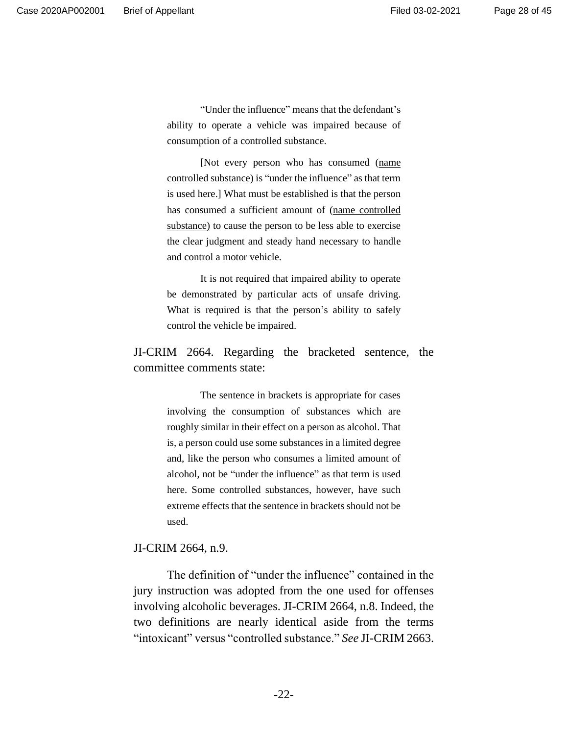> "Under the influence" means that the defendant's ability to operate a vehicle was impaired because of consumption of a controlled substance.
>
> [Not every person who has consumed (name controlled substance) is "under the influence" as that term is used here.] What must be established is that the person has consumed a sufficient amount of (name controlled substance) to cause the person to be less able to exercise the clear judgment and steady hand necessary to handle and control a motor vehicle.
>
> It is not required that impaired ability to operate be demonstrated by particular acts of unsafe driving. What is required is that the person's ability to safely control the vehicle be impaired.

JI-CRIM 2664. Regarding the bracketed sentence, the committee comments state:

> The sentence in brackets is appropriate for cases involving the consumption of substances which are roughly similar in their effect on a person as alcohol. That is, a person could use some substances in a limited degree and, like the person who consumes a limited amount of alcohol, not be "under the influence" as that term is used here. Some controlled substances, however, have such extreme effects that the sentence in brackets should not be used.

JI-CRIM 2664, n.9.

The definition of "under the influence" contained in the jury instruction was adopted from the one used for offenses involving alcoholic beverages. JI-CRIM 2664, n.8. Indeed, the two definitions are nearly identical aside from the terms "intoxicant" versus "controlled substance." *See* JI-CRIM 2663.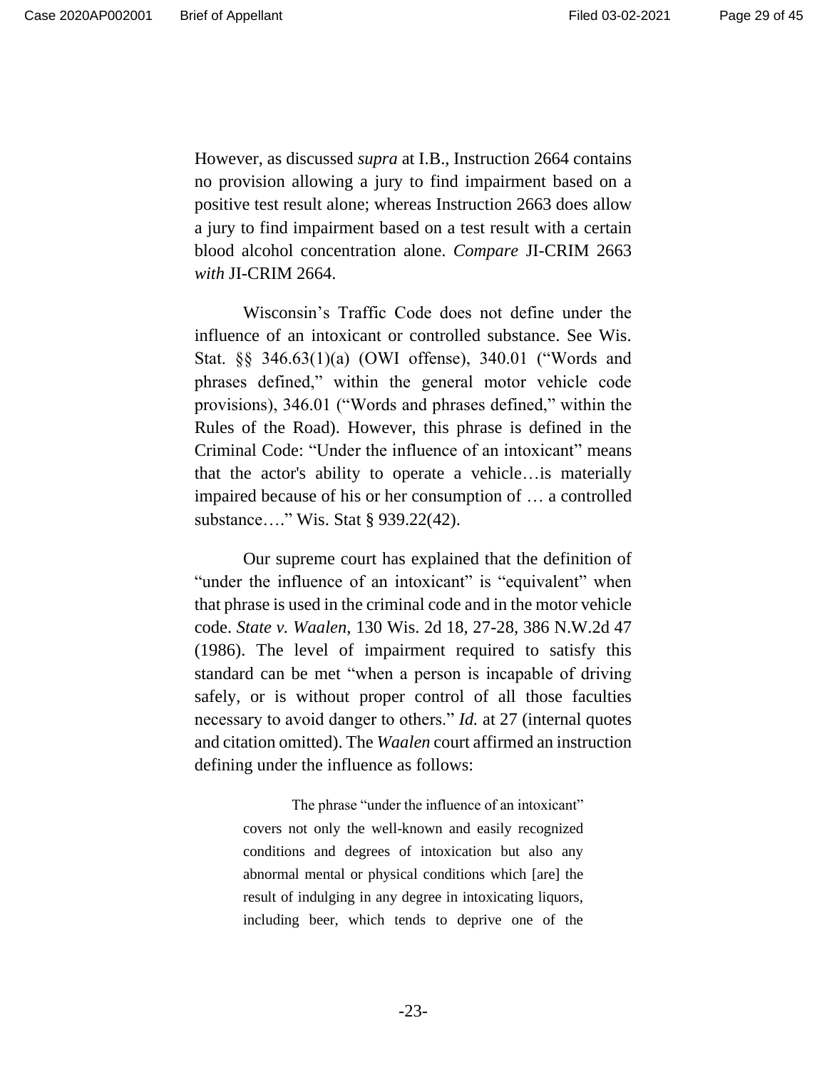However, as discussed *supra* at I.B., Instruction 2664 contains no provision allowing a jury to find impairment based on a positive test result alone; whereas Instruction 2663 does allow a jury to find impairment based on a test result with a certain blood alcohol concentration alone. *Compare* JI-CRIM 2663 *with* JI-CRIM 2664.

Wisconsin's Traffic Code does not define under the influence of an intoxicant or controlled substance. See Wis. Stat. §§ 346.63(1)(a) (OWI offense), 340.01 ("Words and phrases defined," within the general motor vehicle code provisions), 346.01 ("Words and phrases defined," within the Rules of the Road). However, this phrase is defined in the Criminal Code: "Under the influence of an intoxicant" means that the actor's ability to operate a vehicle…is materially impaired because of his or her consumption of … a controlled substance…." Wis. Stat § 939.22(42).

Our supreme court has explained that the definition of "under the influence of an intoxicant" is "equivalent" when that phrase is used in the criminal code and in the motor vehicle code. *State v. Waalen*, 130 Wis. 2d 18, 27-28, 386 N.W.2d 47 (1986). The level of impairment required to satisfy this standard can be met "when a person is incapable of driving safely, or is without proper control of all those faculties necessary to avoid danger to others." *Id.* at 27 (internal quotes and citation omitted). The *Waalen* court affirmed an instruction defining under the influence as follows:

> The phrase "under the influence of an intoxicant" covers not only the well-known and easily recognized conditions and degrees of intoxication but also any abnormal mental or physical conditions which [are] the result of indulging in any degree in intoxicating liquors, including beer, which tends to deprive one of the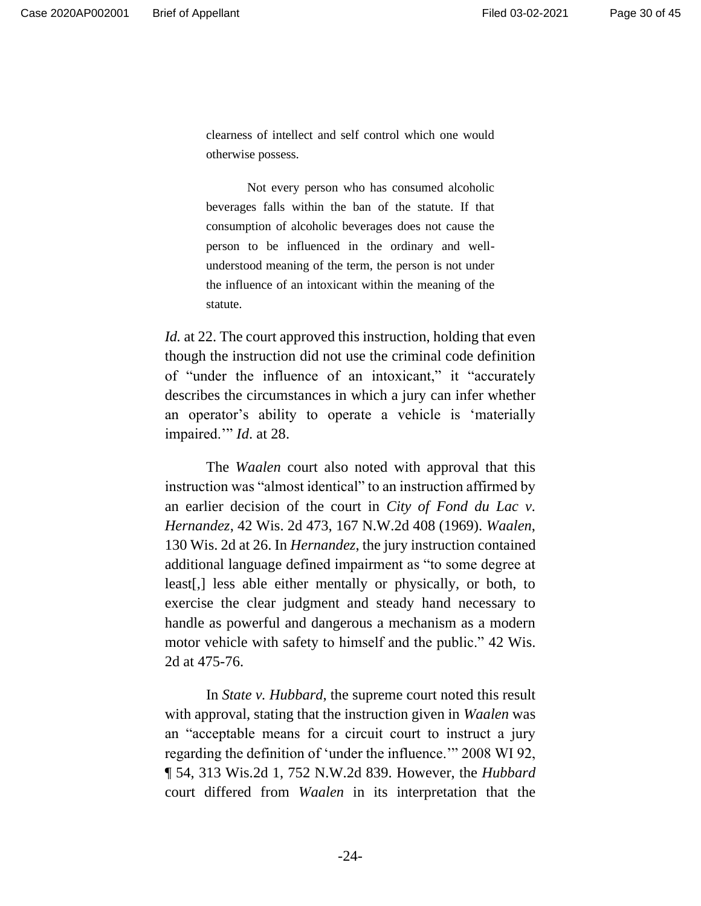> clearness of intellect and self control which one would otherwise possess.
>
> Not every person who has consumed alcoholic beverages falls within the ban of the statute. If that consumption of alcoholic beverages does not cause the person to be influenced in the ordinary and well-understood meaning of the term, the person is not under the influence of an intoxicant within the meaning of the statute.

*Id.* at 22. The court approved this instruction, holding that even though the instruction did not use the criminal code definition of "under the influence of an intoxicant," it "accurately describes the circumstances in which a jury can infer whether an operator's ability to operate a vehicle is 'materially impaired.'" *Id*. at 28.

The *Waalen* court also noted with approval that this instruction was "almost identical" to an instruction affirmed by an earlier decision of the court in *City of Fond du Lac v. Hernandez*, 42 Wis. 2d 473, 167 N.W.2d 408 (1969). *Waalen*, 130 Wis. 2d at 26. In *Hernandez*, the jury instruction contained additional language defined impairment as "to some degree at least[,] less able either mentally or physically, or both, to exercise the clear judgment and steady hand necessary to handle as powerful and dangerous a mechanism as a modern motor vehicle with safety to himself and the public." 42 Wis. 2d at 475-76.

In *State v. Hubbard*, the supreme court noted this result with approval, stating that the instruction given in *Waalen* was an "acceptable means for a circuit court to instruct a jury regarding the definition of 'under the influence.'" 2008 WI 92, ¶ 54, 313 Wis.2d 1, 752 N.W.2d 839. However, the *Hubbard* court differed from *Waalen* in its interpretation that the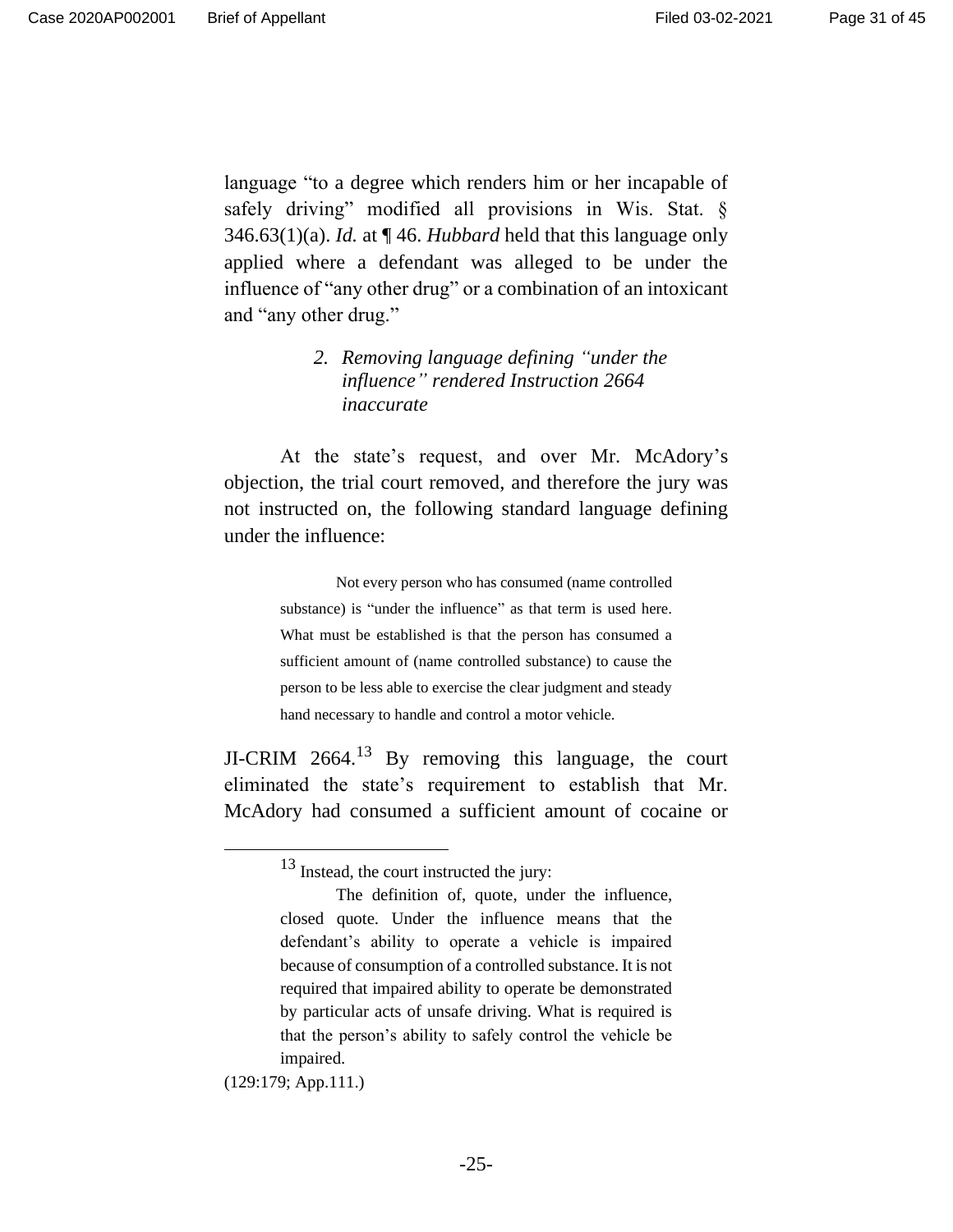language "to a degree which renders him or her incapable of safely driving" modified all provisions in Wis. Stat. § 346.63(1)(a). *Id.* at ¶ 46. *Hubbard* held that this language only applied where a defendant was alleged to be under the influence of "any other drug" or a combination of an intoxicant and "any other drug."

#### *2. Removing language defining "under the influence" rendered Instruction 2664 inaccurate*

At the state's request, and over Mr. McAdory's objection, the trial court removed, and therefore the jury was not instructed on, the following standard language defining under the influence:

> Not every person who has consumed (name controlled substance) is "under the influence" as that term is used here. What must be established is that the person has consumed a sufficient amount of (name controlled substance) to cause the person to be less able to exercise the clear judgment and steady hand necessary to handle and control a motor vehicle.

JI-CRIM 2664.[13] By removing this language, the court eliminated the state's requirement to establish that Mr. McAdory had consumed a sufficient amount of cocaine or

---

[13] Instead, the court instructed the jury:

> The definition of, quote, under the influence, closed quote. Under the influence means that the defendant's ability to operate a vehicle is impaired because of consumption of a controlled substance. It is not required that impaired ability to operate be demonstrated by particular acts of unsafe driving. What is required is that the person's ability to safely control the vehicle be impaired.

(129:179; App.111.)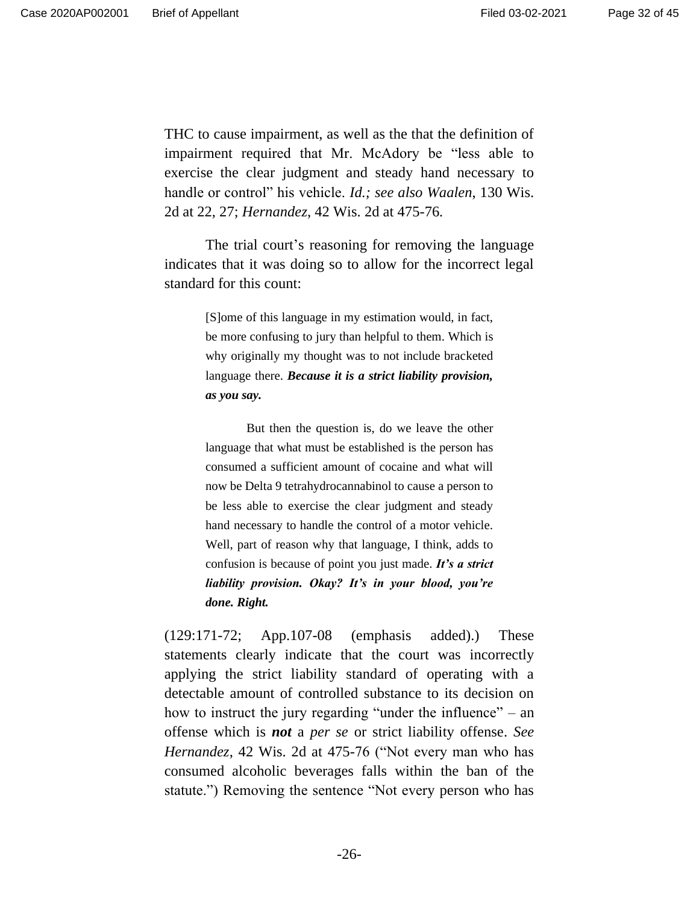THC to cause impairment, as well as the that the definition of impairment required that Mr. McAdory be "less able to exercise the clear judgment and steady hand necessary to handle or control" his vehicle. *Id.; see also Waalen*, 130 Wis. 2d at 22, 27; *Hernandez*, 42 Wis. 2d at 475-76.

The trial court's reasoning for removing the language indicates that it was doing so to allow for the incorrect legal standard for this count:

> [S]ome of this language in my estimation would, in fact, be more confusing to jury than helpful to them. Which is why originally my thought was to not include bracketed language there. ***Because it is a strict liability provision, as you say.***
>
> But then the question is, do we leave the other language that what must be established is the person has consumed a sufficient amount of cocaine and what will now be Delta 9 tetrahydrocannabinol to cause a person to be less able to exercise the clear judgment and steady hand necessary to handle the control of a motor vehicle. Well, part of reason why that language, I think, adds to confusion is because of point you just made. ***It's a strict liability provision. Okay? It's in your blood, you're done. Right.***

(129:171-72; App.107-08 (emphasis added).) These statements clearly indicate that the court was incorrectly applying the strict liability standard of operating with a detectable amount of controlled substance to its decision on how to instruct the jury regarding "under the influence" – an offense which is ***not*** a *per se* or strict liability offense. *See Hernandez*, 42 Wis. 2d at 475-76 ("Not every man who has consumed alcoholic beverages falls within the ban of the statute.") Removing the sentence "Not every person who has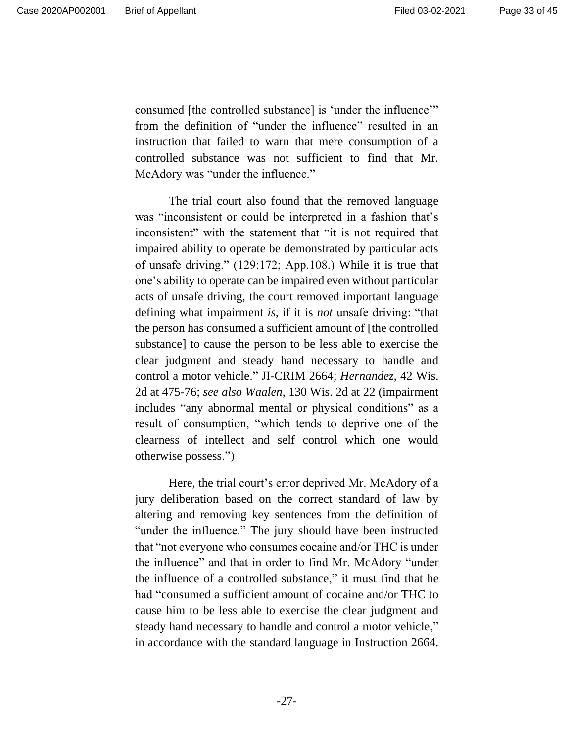consumed [the controlled substance] is 'under the influence'" from the definition of "under the influence" resulted in an instruction that failed to warn that mere consumption of a controlled substance was not sufficient to find that Mr. McAdory was "under the influence."

The trial court also found that the removed language was "inconsistent or could be interpreted in a fashion that's inconsistent" with the statement that "it is not required that impaired ability to operate be demonstrated by particular acts of unsafe driving." (129:172; App.108.) While it is true that one's ability to operate can be impaired even without particular acts of unsafe driving, the court removed important language defining what impairment *is,* if it is *not* unsafe driving: "that the person has consumed a sufficient amount of [the controlled substance] to cause the person to be less able to exercise the clear judgment and steady hand necessary to handle and control a motor vehicle." JI-CRIM 2664; *Hernandez*, 42 Wis. 2d at 475-76; *see also Waalen*, 130 Wis. 2d at 22 (impairment includes "any abnormal mental or physical conditions" as a result of consumption, "which tends to deprive one of the clearness of intellect and self control which one would otherwise possess.")

Here, the trial court's error deprived Mr. McAdory of a jury deliberation based on the correct standard of law by altering and removing key sentences from the definition of "under the influence." The jury should have been instructed that "not everyone who consumes cocaine and/or THC is under the influence" and that in order to find Mr. McAdory "under the influence of a controlled substance," it must find that he had "consumed a sufficient amount of cocaine and/or THC to cause him to be less able to exercise the clear judgment and steady hand necessary to handle and control a motor vehicle," in accordance with the standard language in Instruction 2664.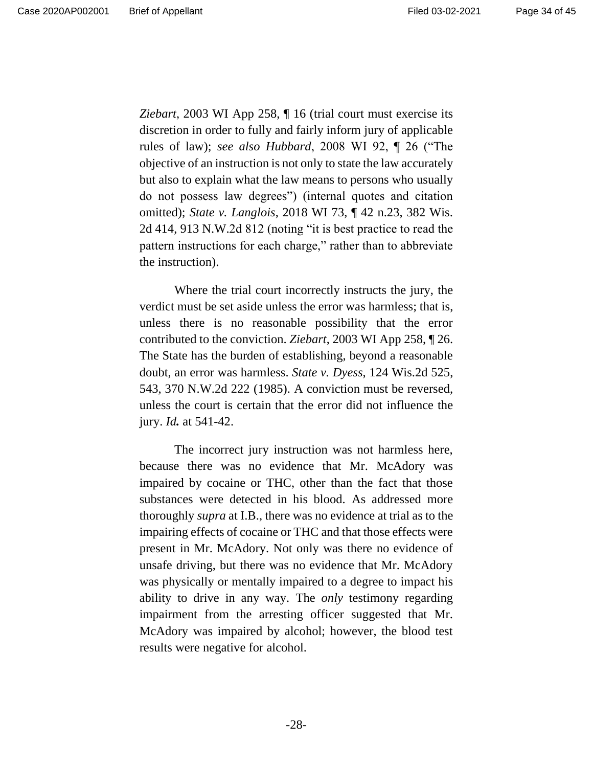*Ziebart*, 2003 WI App 258, ¶ 16 (trial court must exercise its discretion in order to fully and fairly inform jury of applicable rules of law); *see also Hubbard*, 2008 WI 92, ¶ 26 ("The objective of an instruction is not only to state the law accurately but also to explain what the law means to persons who usually do not possess law degrees") (internal quotes and citation omitted); *State v. Langlois*, 2018 WI 73, ¶ 42 n.23, 382 Wis. 2d 414, 913 N.W.2d 812 (noting "it is best practice to read the pattern instructions for each charge," rather than to abbreviate the instruction).

Where the trial court incorrectly instructs the jury, the verdict must be set aside unless the error was harmless; that is, unless there is no reasonable possibility that the error contributed to the conviction. *Ziebart*, 2003 WI App 258, ¶ 26. The State has the burden of establishing, beyond a reasonable doubt, an error was harmless. *State v. Dyess*, 124 Wis.2d 525, 543, 370 N.W.2d 222 (1985). A conviction must be reversed, unless the court is certain that the error did not influence the jury. ***Id.*** at 541-42.

The incorrect jury instruction was not harmless here, because there was no evidence that Mr. McAdory was impaired by cocaine or THC, other than the fact that those substances were detected in his blood. As addressed more thoroughly *supra* at I.B., there was no evidence at trial as to the impairing effects of cocaine or THC and that those effects were present in Mr. McAdory. Not only was there no evidence of unsafe driving, but there was no evidence that Mr. McAdory was physically or mentally impaired to a degree to impact his ability to drive in any way. The *only* testimony regarding impairment from the arresting officer suggested that Mr. McAdory was impaired by alcohol; however, the blood test results were negative for alcohol.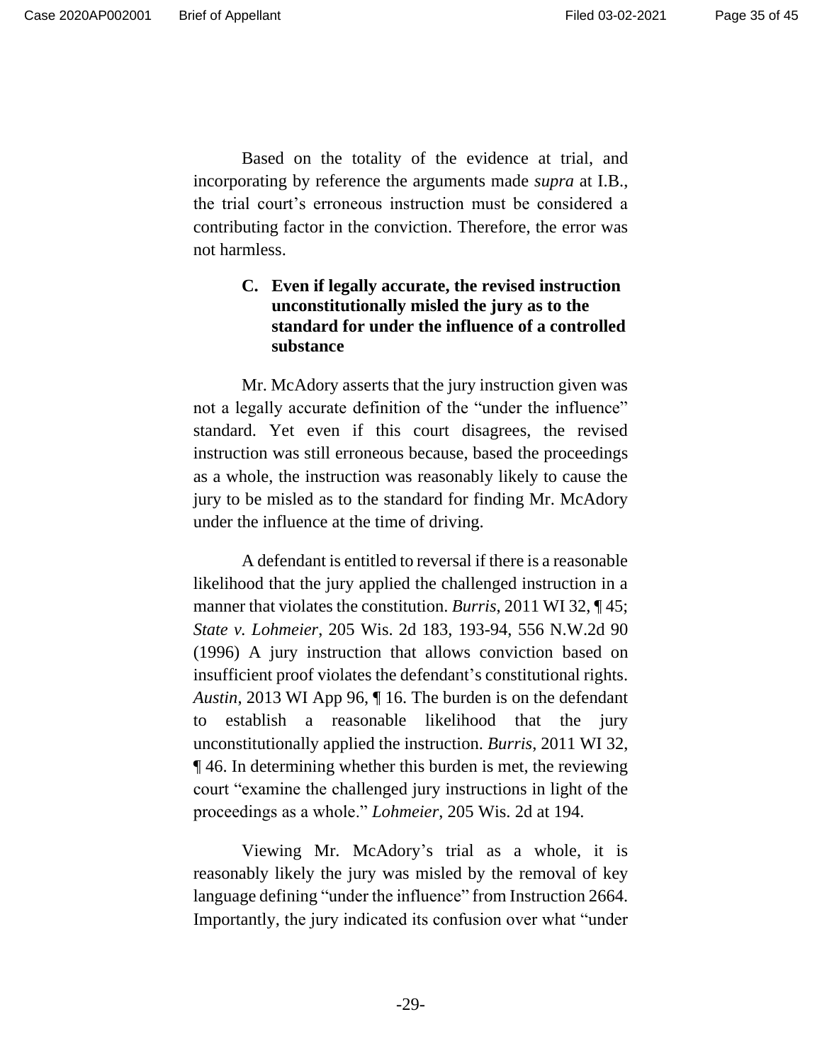Based on the totality of the evidence at trial, and incorporating by reference the arguments made *supra* at I.B., the trial court's erroneous instruction must be considered a contributing factor in the conviction. Therefore, the error was not harmless.

### C. Even if legally accurate, the revised instruction unconstitutionally misled the jury as to the standard for under the influence of a controlled substance

Mr. McAdory asserts that the jury instruction given was not a legally accurate definition of the "under the influence" standard. Yet even if this court disagrees, the revised instruction was still erroneous because, based the proceedings as a whole, the instruction was reasonably likely to cause the jury to be misled as to the standard for finding Mr. McAdory under the influence at the time of driving.

A defendant is entitled to reversal if there is a reasonable likelihood that the jury applied the challenged instruction in a manner that violates the constitution. *Burris*, 2011 WI 32, ¶ 45; *State v. Lohmeier*, 205 Wis. 2d 183, 193-94, 556 N.W.2d 90 (1996) A jury instruction that allows conviction based on insufficient proof violates the defendant's constitutional rights. *Austin*, 2013 WI App 96, ¶ 16. The burden is on the defendant to establish a reasonable likelihood that the jury unconstitutionally applied the instruction. *Burris*, 2011 WI 32, ¶ 46. In determining whether this burden is met, the reviewing court "examine the challenged jury instructions in light of the proceedings as a whole." *Lohmeier*, 205 Wis. 2d at 194.

Viewing Mr. McAdory's trial as a whole, it is reasonably likely the jury was misled by the removal of key language defining "under the influence" from Instruction 2664. Importantly, the jury indicated its confusion over what "under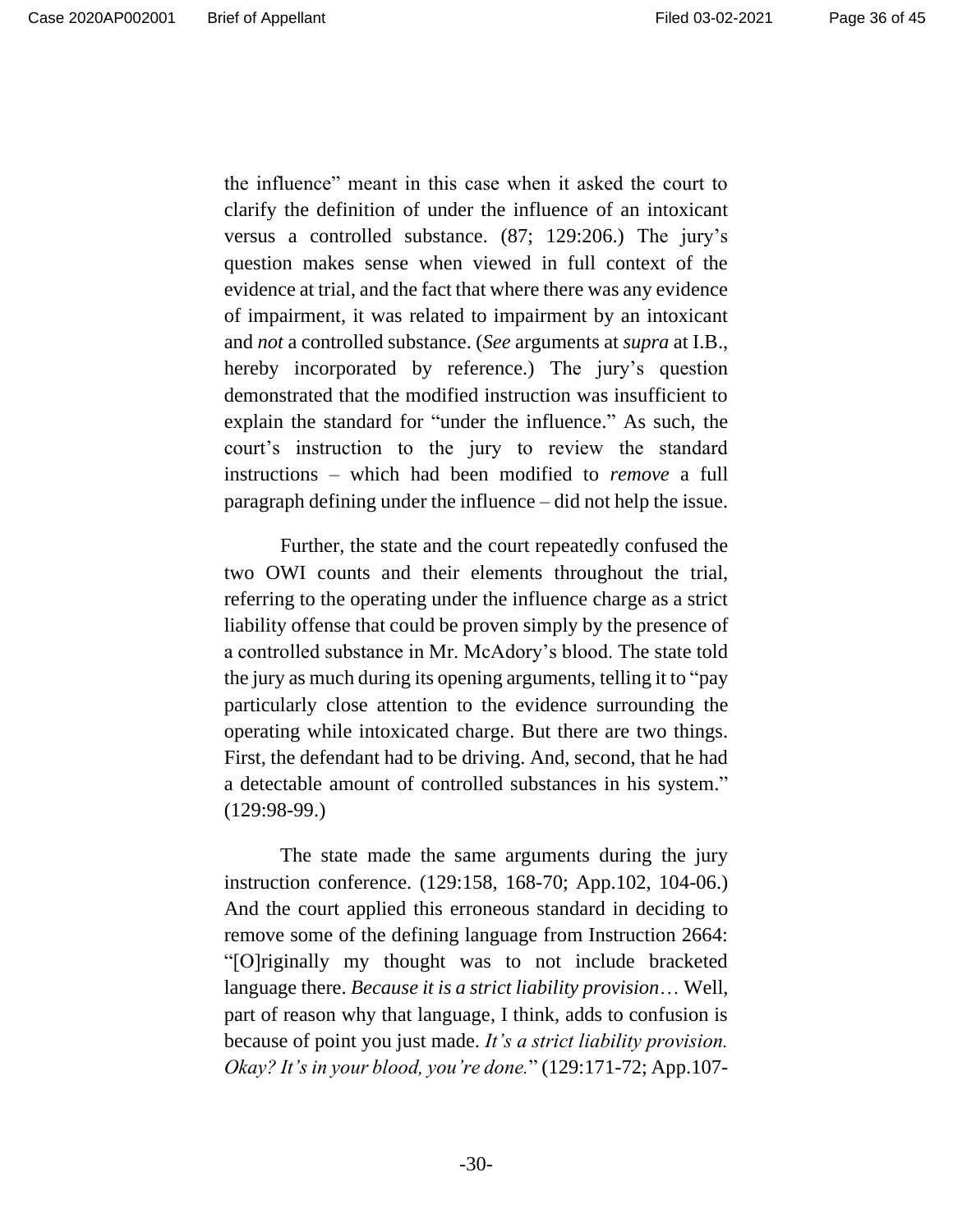the influence" meant in this case when it asked the court to clarify the definition of under the influence of an intoxicant versus a controlled substance. (87; 129:206.) The jury's question makes sense when viewed in full context of the evidence at trial, and the fact that where there was any evidence of impairment, it was related to impairment by an intoxicant and *not* a controlled substance. (*See* arguments at *supra* at I.B., hereby incorporated by reference.) The jury's question demonstrated that the modified instruction was insufficient to explain the standard for "under the influence." As such, the court's instruction to the jury to review the standard instructions – which had been modified to *remove* a full paragraph defining under the influence – did not help the issue.

Further, the state and the court repeatedly confused the two OWI counts and their elements throughout the trial, referring to the operating under the influence charge as a strict liability offense that could be proven simply by the presence of a controlled substance in Mr. McAdory's blood. The state told the jury as much during its opening arguments, telling it to "pay particularly close attention to the evidence surrounding the operating while intoxicated charge. But there are two things. First, the defendant had to be driving. And, second, that he had a detectable amount of controlled substances in his system." (129:98-99.)

The state made the same arguments during the jury instruction conference. (129:158, 168-70; App.102, 104-06.) And the court applied this erroneous standard in deciding to remove some of the defining language from Instruction 2664: "[O]riginally my thought was to not include bracketed language there. *Because it is a strict liability provision*… Well, part of reason why that language, I think, adds to confusion is because of point you just made. *It's a strict liability provision. Okay? It's in your blood, you're done.*" (129:171-72; App.107-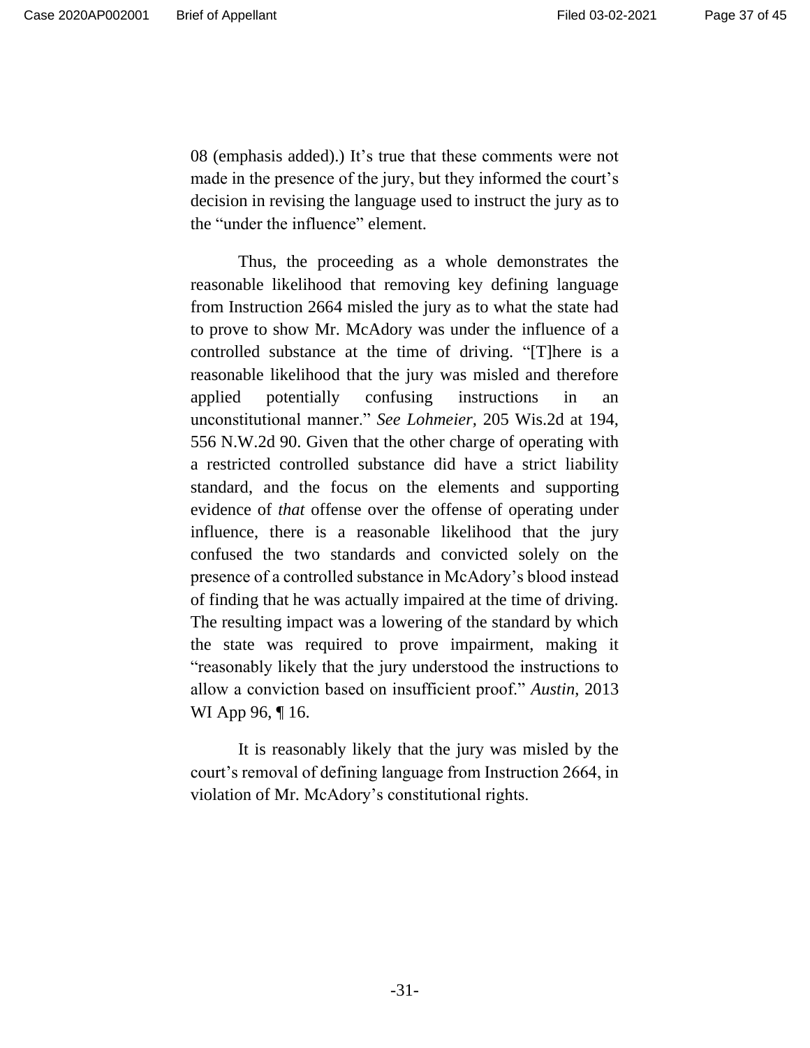08 (emphasis added).) It's true that these comments were not made in the presence of the jury, but they informed the court's decision in revising the language used to instruct the jury as to the "under the influence" element.

Thus, the proceeding as a whole demonstrates the reasonable likelihood that removing key defining language from Instruction 2664 misled the jury as to what the state had to prove to show Mr. McAdory was under the influence of a controlled substance at the time of driving. "[T]here is a reasonable likelihood that the jury was misled and therefore applied potentially confusing instructions in an unconstitutional manner." *See Lohmeier,* 205 Wis.2d at 194, 556 N.W.2d 90. Given that the other charge of operating with a restricted controlled substance did have a strict liability standard, and the focus on the elements and supporting evidence of *that* offense over the offense of operating under influence, there is a reasonable likelihood that the jury confused the two standards and convicted solely on the presence of a controlled substance in McAdory's blood instead of finding that he was actually impaired at the time of driving. The resulting impact was a lowering of the standard by which the state was required to prove impairment, making it "reasonably likely that the jury understood the instructions to allow a conviction based on insufficient proof." *Austin*, 2013 WI App 96, ¶ 16.

It is reasonably likely that the jury was misled by the court's removal of defining language from Instruction 2664, in violation of Mr. McAdory's constitutional rights.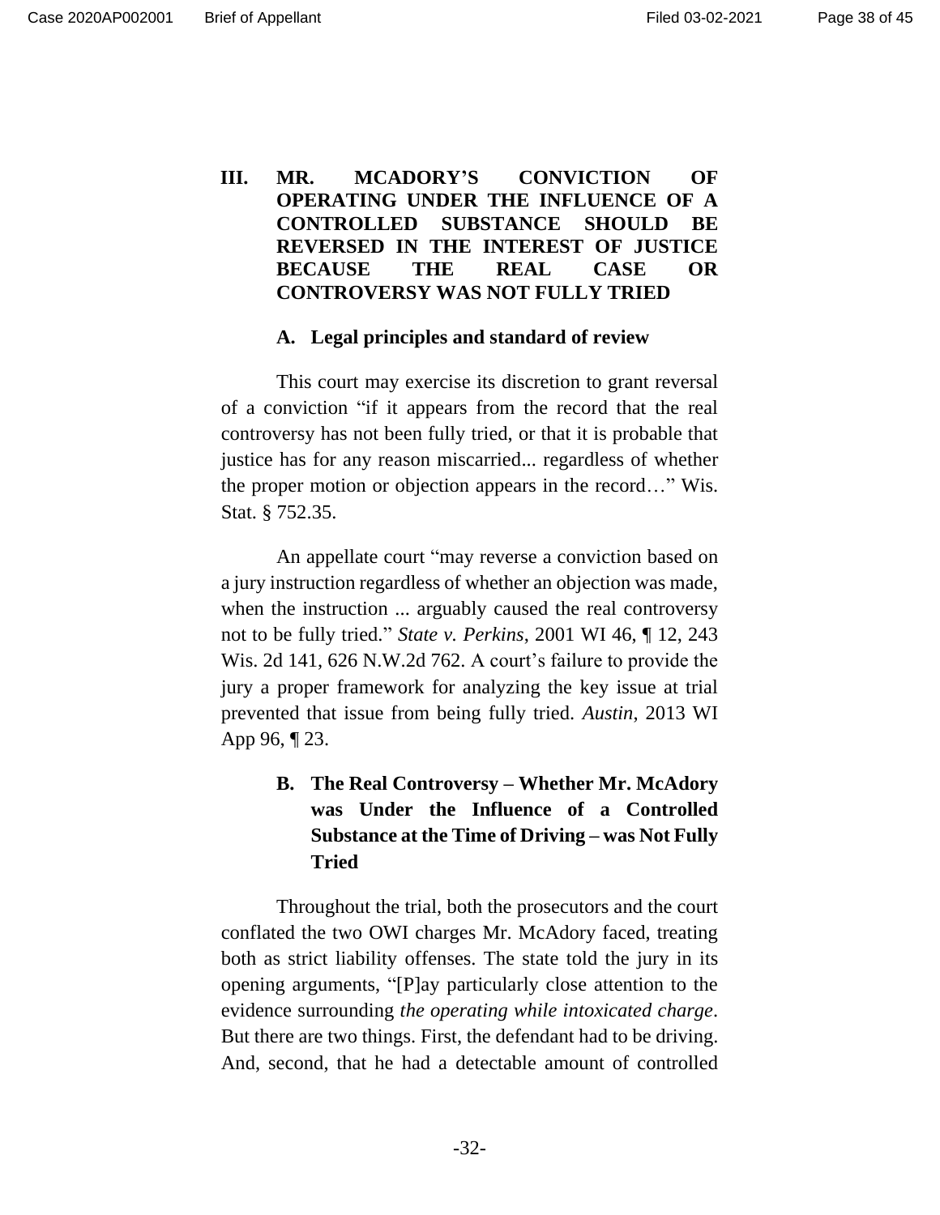## III. MR. MCADORY'S CONVICTION OF OPERATING UNDER THE INFLUENCE OF A CONTROLLED SUBSTANCE SHOULD BE REVERSED IN THE INTEREST OF JUSTICE BECAUSE THE REAL CASE OR CONTROVERSY WAS NOT FULLY TRIED

### A. Legal principles and standard of review

This court may exercise its discretion to grant reversal of a conviction "if it appears from the record that the real controversy has not been fully tried, or that it is probable that justice has for any reason miscarried... regardless of whether the proper motion or objection appears in the record…" Wis. Stat. § 752.35.

An appellate court "may reverse a conviction based on a jury instruction regardless of whether an objection was made, when the instruction ... arguably caused the real controversy not to be fully tried." *State v. Perkins*, 2001 WI 46, ¶ 12, 243 Wis. 2d 141, 626 N.W.2d 762. A court's failure to provide the jury a proper framework for analyzing the key issue at trial prevented that issue from being fully tried. *Austin*, 2013 WI App 96, ¶ 23.

### B. The Real Controversy – Whether Mr. McAdory was Under the Influence of a Controlled Substance at the Time of Driving – was Not Fully Tried

Throughout the trial, both the prosecutors and the court conflated the two OWI charges Mr. McAdory faced, treating both as strict liability offenses. The state told the jury in its opening arguments, "[P]ay particularly close attention to the evidence surrounding *the operating while intoxicated charge*. But there are two things. First, the defendant had to be driving. And, second, that he had a detectable amount of controlled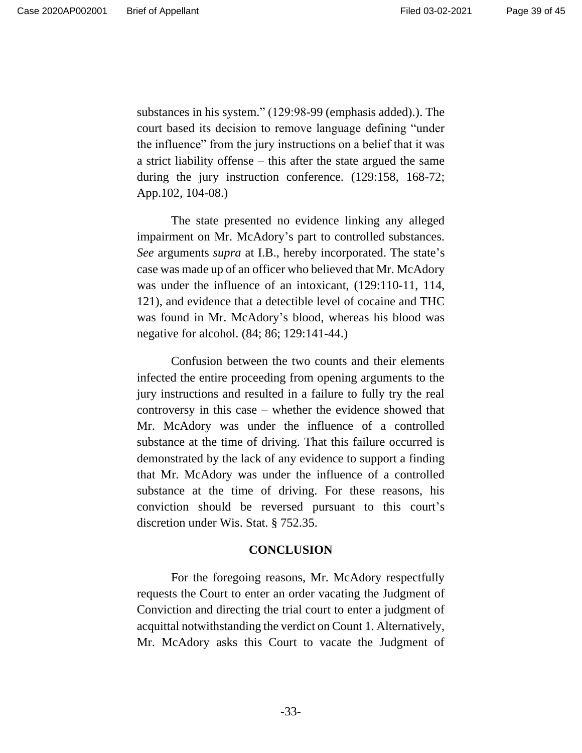substances in his system." (129:98-99 (emphasis added).). The court based its decision to remove language defining "under the influence" from the jury instructions on a belief that it was a strict liability offense – this after the state argued the same during the jury instruction conference. (129:158, 168-72; App.102, 104-08.)

The state presented no evidence linking any alleged impairment on Mr. McAdory's part to controlled substances. *See* arguments *supra* at I.B., hereby incorporated. The state's case was made up of an officer who believed that Mr. McAdory was under the influence of an intoxicant, (129:110-11, 114, 121), and evidence that a detectible level of cocaine and THC was found in Mr. McAdory's blood, whereas his blood was negative for alcohol. (84; 86; 129:141-44.)

Confusion between the two counts and their elements infected the entire proceeding from opening arguments to the jury instructions and resulted in a failure to fully try the real controversy in this case – whether the evidence showed that Mr. McAdory was under the influence of a controlled substance at the time of driving. That this failure occurred is demonstrated by the lack of any evidence to support a finding that Mr. McAdory was under the influence of a controlled substance at the time of driving. For these reasons, his conviction should be reversed pursuant to this court's discretion under Wis. Stat. § 752.35.

## CONCLUSION

For the foregoing reasons, Mr. McAdory respectfully requests the Court to enter an order vacating the Judgment of Conviction and directing the trial court to enter a judgment of acquittal notwithstanding the verdict on Count 1. Alternatively, Mr. McAdory asks this Court to vacate the Judgment of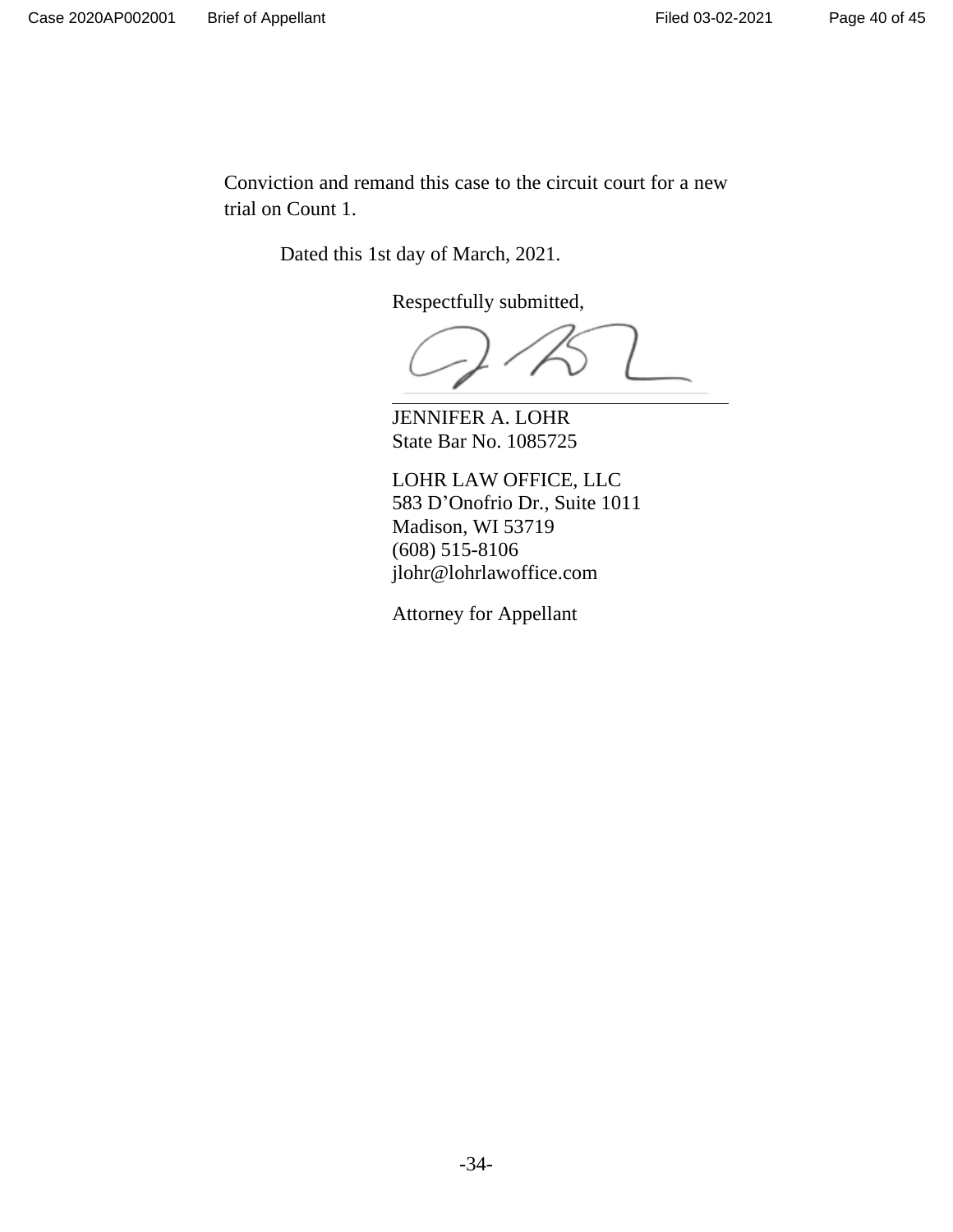Conviction and remand this case to the circuit court for a new trial on Count 1.

Dated this 1st day of March, 2021.

Respectfully submitted,

JENNIFER A. LOHR  
State Bar No. 1085725

LOHR LAW OFFICE, LLC  
583 D'Onofrio Dr., Suite 1011  
Madison, WI 53719  
(608) 515-8106  
jlohr@lohrlawoffice.com

Attorney for Appellant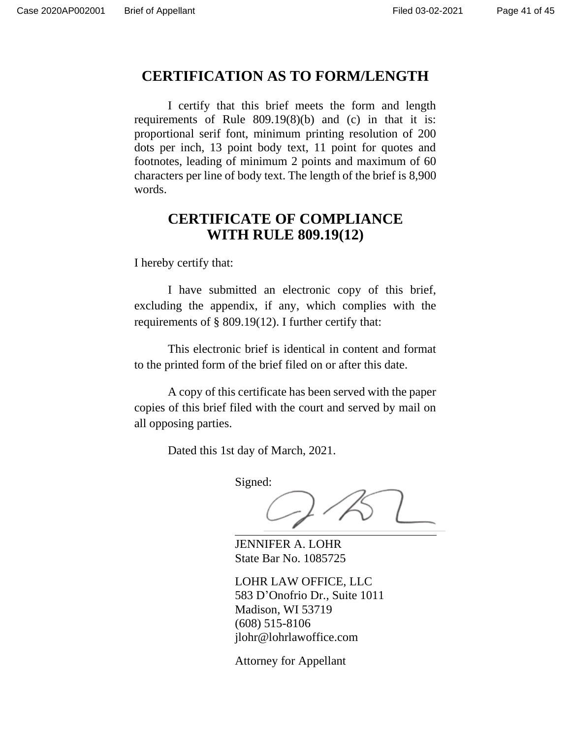## CERTIFICATION AS TO FORM/LENGTH

I certify that this brief meets the form and length requirements of Rule 809.19(8)(b) and (c) in that it is: proportional serif font, minimum printing resolution of 200 dots per inch, 13 point body text, 11 point for quotes and footnotes, leading of minimum 2 points and maximum of 60 characters per line of body text. The length of the brief is 8,900 words.

## CERTIFICATE OF COMPLIANCE WITH RULE 809.19(12)

I hereby certify that:

I have submitted an electronic copy of this brief, excluding the appendix, if any, which complies with the requirements of § 809.19(12). I further certify that:

This electronic brief is identical in content and format to the printed form of the brief filed on or after this date.

A copy of this certificate has been served with the paper copies of this brief filed with the court and served by mail on all opposing parties.

Dated this 1st day of March, 2021.

Signed:

JENNIFER A. LOHR
State Bar No. 1085725

LOHR LAW OFFICE, LLC
583 D'Onofrio Dr., Suite 1011
Madison, WI 53719
(608) 515-8106
jlohr@lohrlawoffice.com

Attorney for Appellant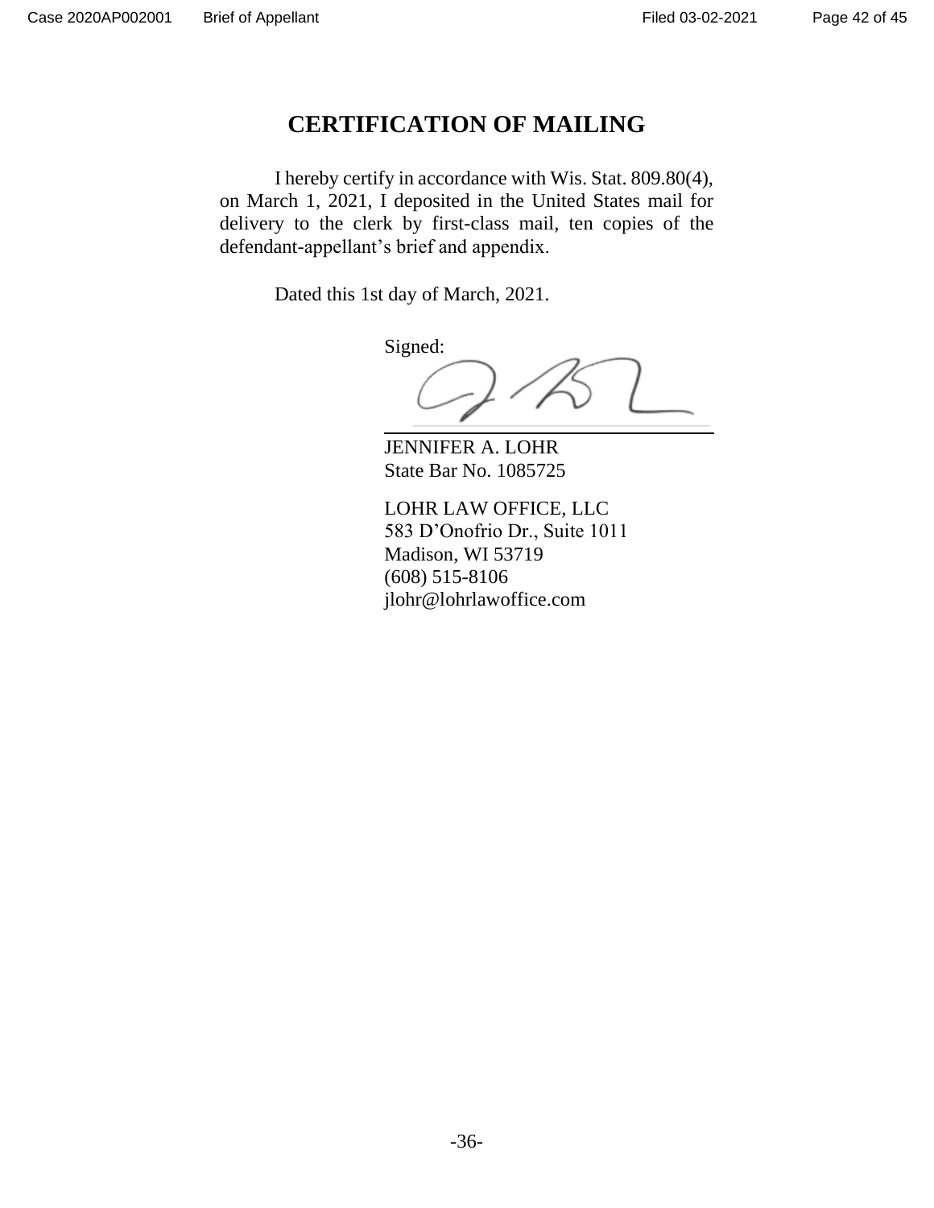# CERTIFICATION OF MAILING

I hereby certify in accordance with Wis. Stat. 809.80(4), on March 1, 2021, I deposited in the United States mail for delivery to the clerk by first-class mail, ten copies of the defendant-appellant's brief and appendix.

Dated this 1st day of March, 2021.

Signed:

JENNIFER A. LOHR
State Bar No. 1085725

LOHR LAW OFFICE, LLC
583 D'Onofrio Dr., Suite 1011
Madison, WI 53719
(608) 515-8106
jlohr@lohrlawoffice.com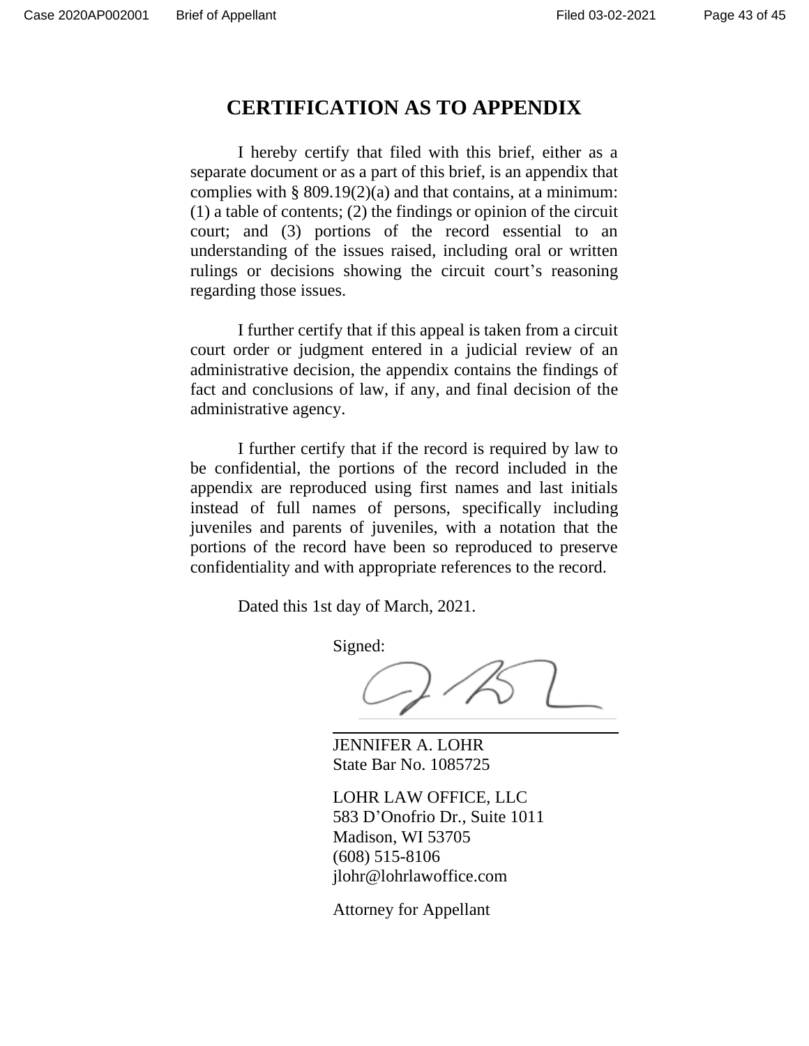# CERTIFICATION AS TO APPENDIX

I hereby certify that filed with this brief, either as a separate document or as a part of this brief, is an appendix that complies with § 809.19(2)(a) and that contains, at a minimum: (1) a table of contents; (2) the findings or opinion of the circuit court; and (3) portions of the record essential to an understanding of the issues raised, including oral or written rulings or decisions showing the circuit court's reasoning regarding those issues.

I further certify that if this appeal is taken from a circuit court order or judgment entered in a judicial review of an administrative decision, the appendix contains the findings of fact and conclusions of law, if any, and final decision of the administrative agency.

I further certify that if the record is required by law to be confidential, the portions of the record included in the appendix are reproduced using first names and last initials instead of full names of persons, specifically including juveniles and parents of juveniles, with a notation that the portions of the record have been so reproduced to preserve confidentiality and with appropriate references to the record.

Dated this 1st day of March, 2021.

Signed:

JENNIFER A. LOHR
State Bar No. 1085725

LOHR LAW OFFICE, LLC
583 D'Onofrio Dr., Suite 1011
Madison, WI 53705
(608) 515-8106
jlohr@lohrlawoffice.com

Attorney for Appellant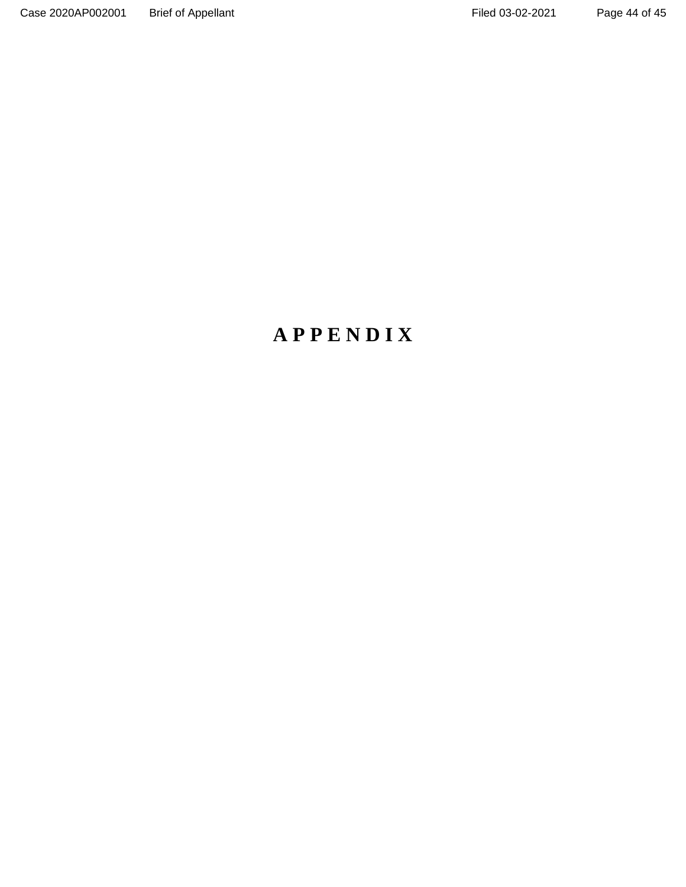# A P P E N D I X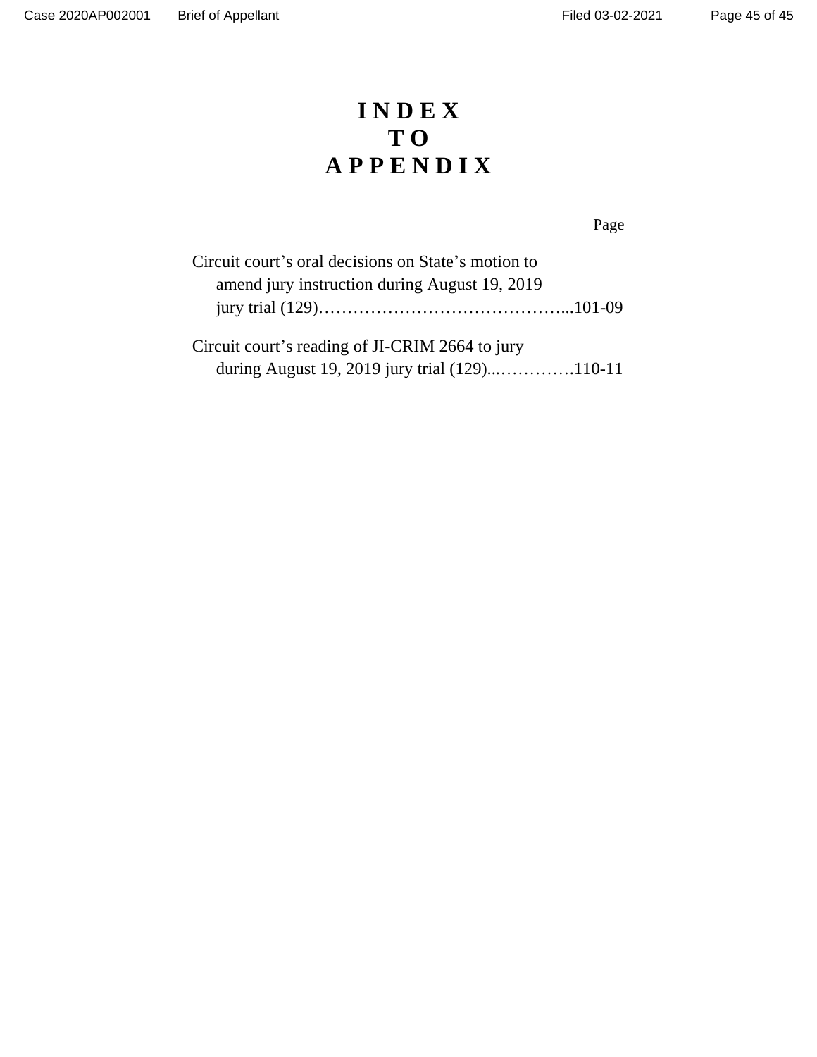# INDEX TO APPENDIX

Page

Circuit court's oral decisions on State's motion to amend jury instruction during August 19, 2019 jury trial (129)……………………………………...101-09

Circuit court's reading of JI-CRIM 2664 to jury during August 19, 2019 jury trial (129)...………….110-11